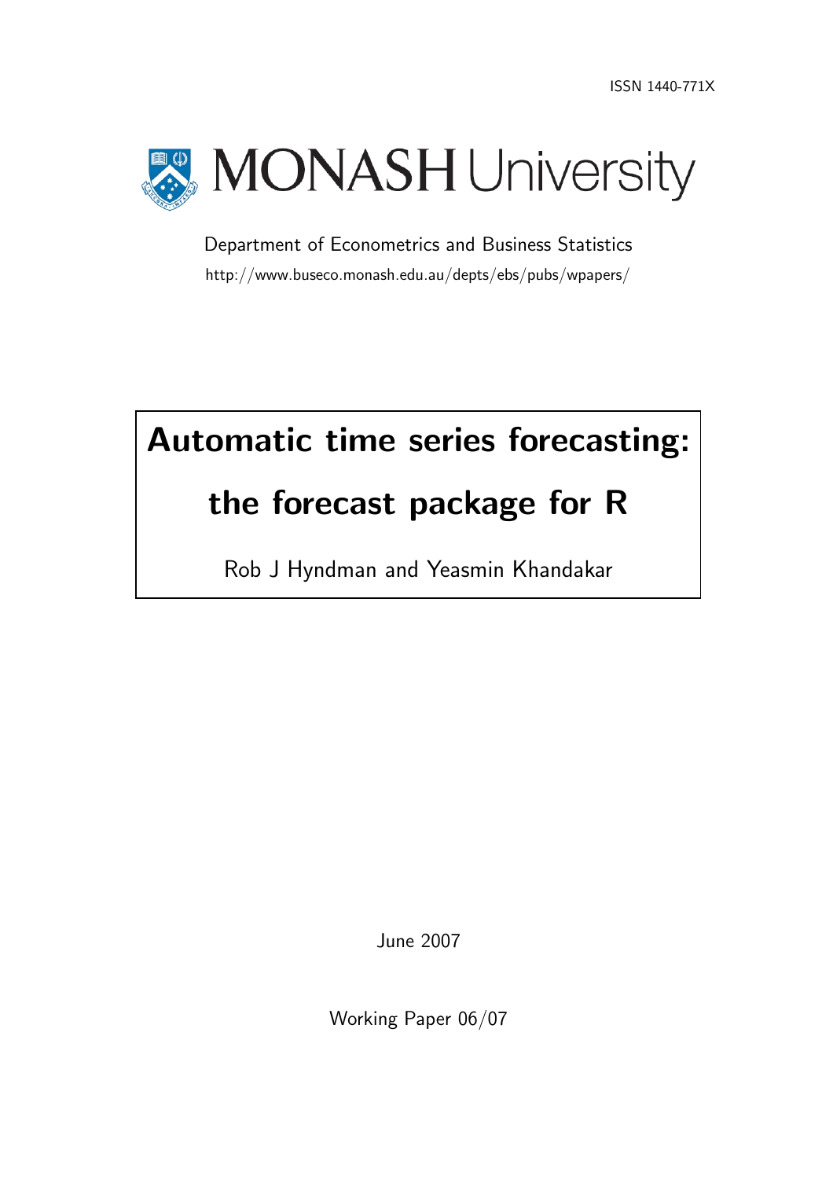ISSN 1440-771X

MONASH University

Department of Econometrics and Business Statistics

http://www.buseco.monash.edu.au/depts/ebs/pubs/wpapers/

# Automatic time series forecasting: the forecast package for R

Rob J Hyndman and Yeasmin Khandakar

June 2007

Working Paper 06/07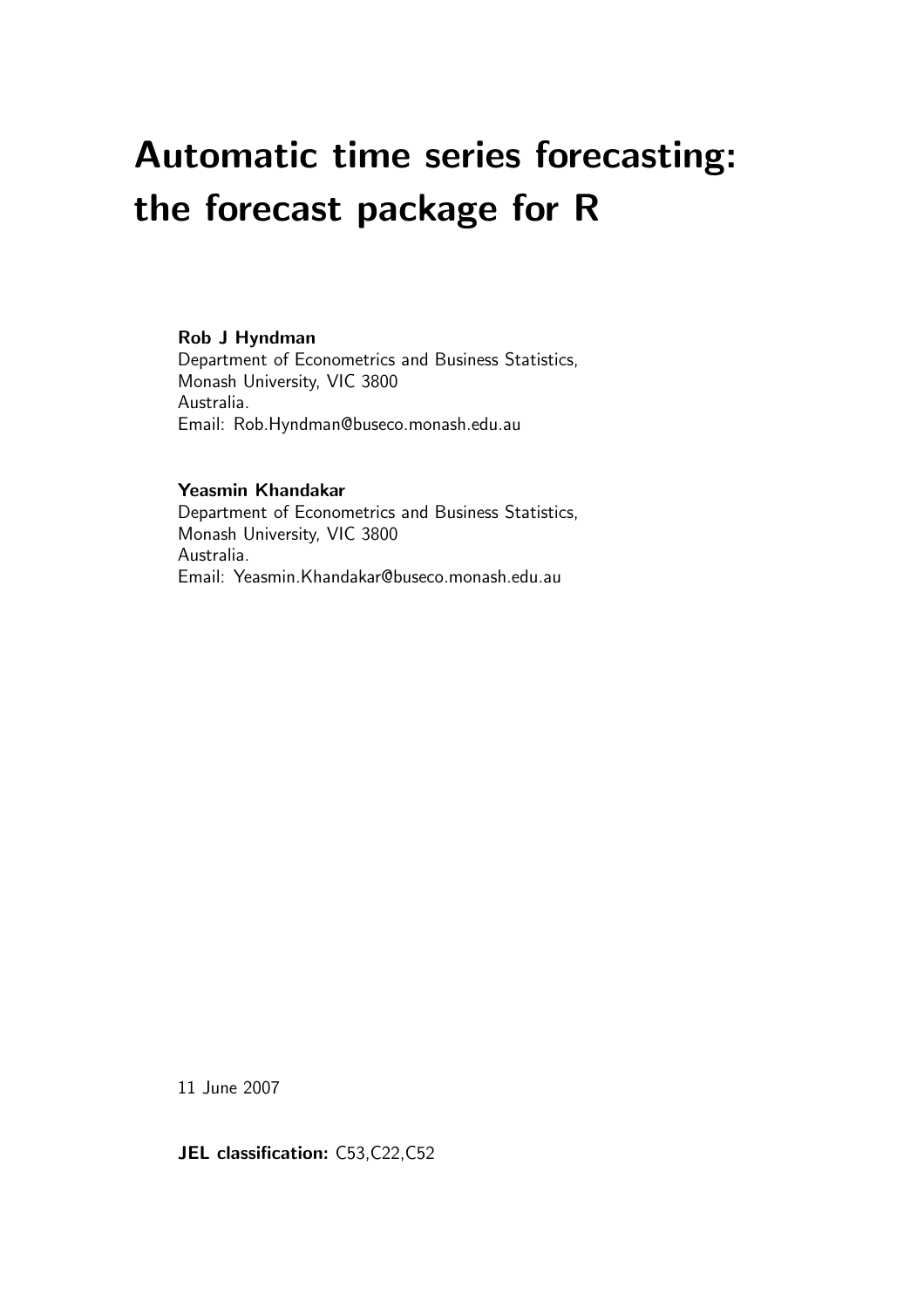# Automatic time series forecasting: the forecast package for R

**Rob J Hyndman**
Department of Econometrics and Business Statistics,
Monash University, VIC 3800
Australia.
Email: Rob.Hyndman@buseco.monash.edu.au

**Yeasmin Khandakar**
Department of Econometrics and Business Statistics,
Monash University, VIC 3800
Australia.
Email: Yeasmin.Khandakar@buseco.monash.edu.au

11 June 2007

**JEL classification:** C53,C22,C52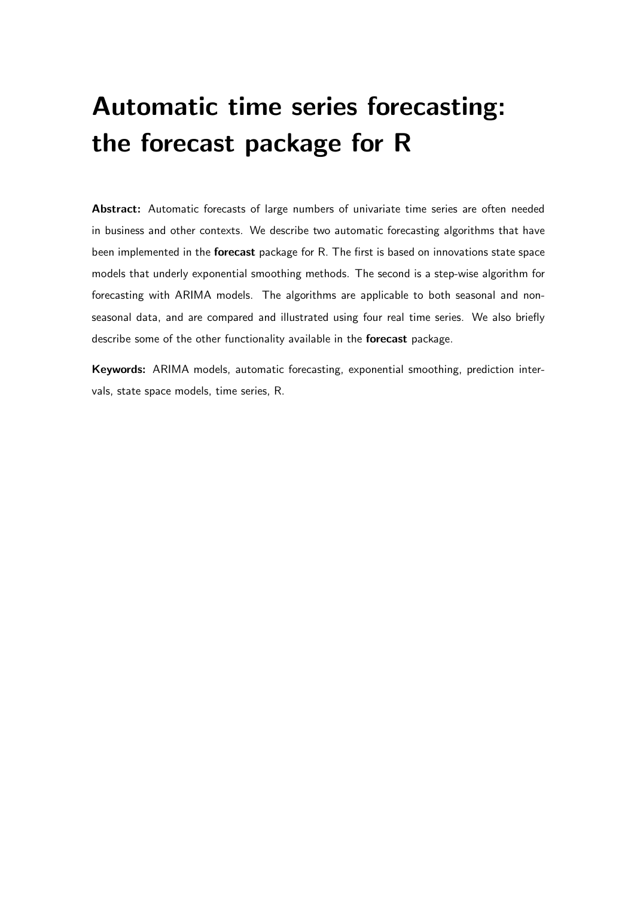# Automatic time series forecasting: the forecast package for R

**Abstract:** Automatic forecasts of large numbers of univariate time series are often needed in business and other contexts. We describe two automatic forecasting algorithms that have been implemented in the **forecast** package for R. The first is based on innovations state space models that underly exponential smoothing methods. The second is a step-wise algorithm for forecasting with ARIMA models. The algorithms are applicable to both seasonal and non-seasonal data, and are compared and illustrated using four real time series. We also briefly describe some of the other functionality available in the **forecast** package.

**Keywords:** ARIMA models, automatic forecasting, exponential smoothing, prediction intervals, state space models, time series, R.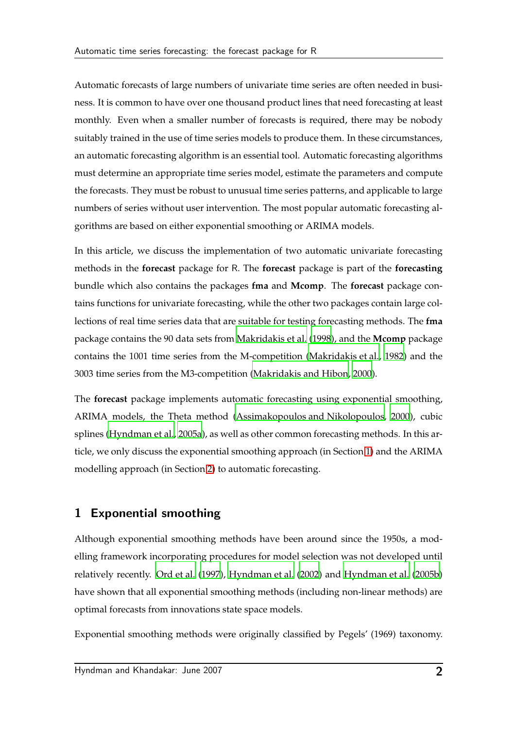Automatic forecasts of large numbers of univariate time series are often needed in business. It is common to have over one thousand product lines that need forecasting at least monthly. Even when a smaller number of forecasts is required, there may be nobody suitably trained in the use of time series models to produce them. In these circumstances, an automatic forecasting algorithm is an essential tool. Automatic forecasting algorithms must determine an appropriate time series model, estimate the parameters and compute the forecasts. They must be robust to unusual time series patterns, and applicable to large numbers of series without user intervention. The most popular automatic forecasting algorithms are based on either exponential smoothing or ARIMA models.

In this article, we discuss the implementation of two automatic univariate forecasting methods in the **forecast** package for R. The **forecast** package is part of the **forecasting** bundle which also contains the packages **fma** and **Mcomp**. The **forecast** package contains functions for univariate forecasting, while the other two packages contain large collections of real time series data that are suitable for testing forecasting methods. The **fma** package contains the 90 data sets from Makridakis et al. (1998), and the **Mcomp** package contains the 1001 time series from the M-competition (Makridakis et al., 1982) and the 3003 time series from the M3-competition (Makridakis and Hibon, 2000).

The **forecast** package implements automatic forecasting using exponential smoothing, ARIMA models, the Theta method (Assimakopoulos and Nikolopoulos, 2000), cubic splines (Hyndman et al., 2005a), as well as other common forecasting methods. In this article, we only discuss the exponential smoothing approach (in Section 1) and the ARIMA modelling approach (in Section 2) to automatic forecasting.

## 1 Exponential smoothing

Although exponential smoothing methods have been around since the 1950s, a modelling framework incorporating procedures for model selection was not developed until relatively recently. Ord et al. (1997), Hyndman et al. (2002) and Hyndman et al. (2005b) have shown that all exponential smoothing methods (including non-linear methods) are optimal forecasts from innovations state space models.

Exponential smoothing methods were originally classified by Pegels' (1969) taxonomy.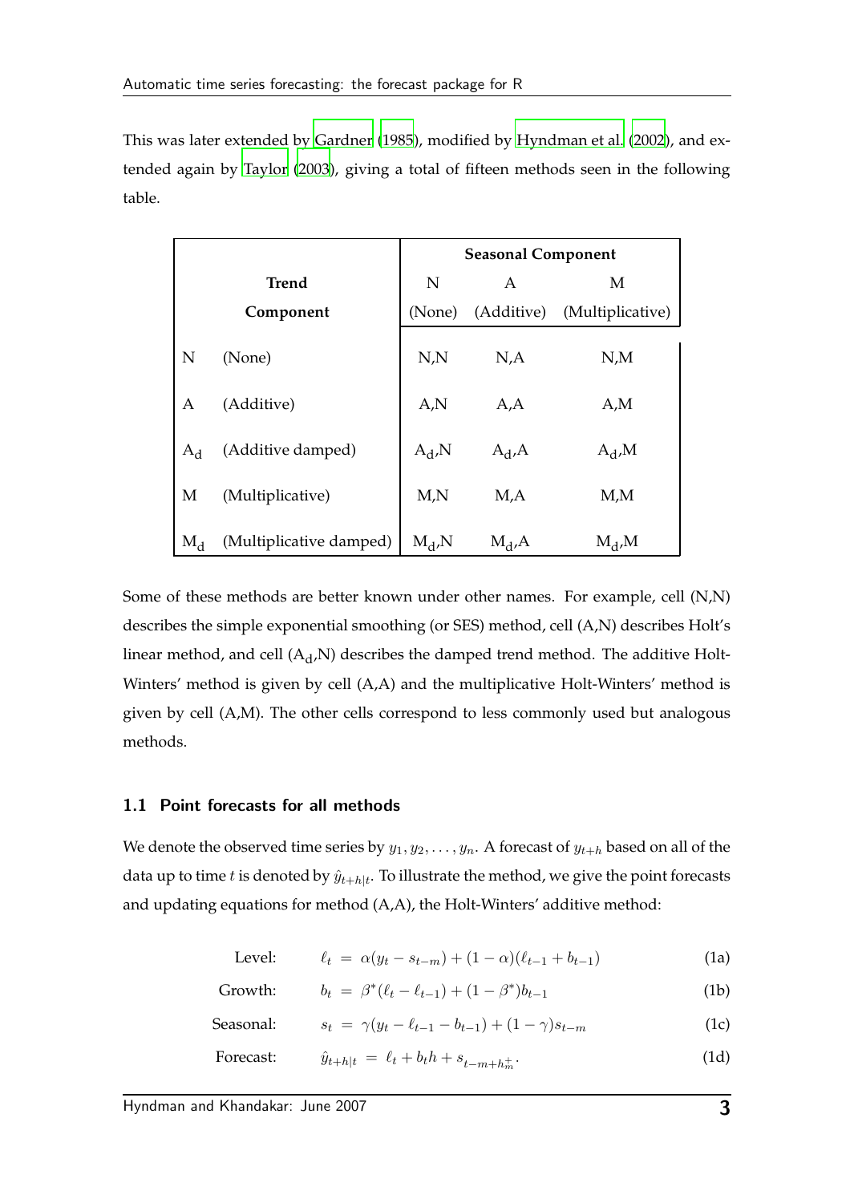This was later extended by Gardner (1985), modified by Hyndman et al. (2002), and extended again by Taylor (2003), giving a total of fifteen methods seen in the following table.

| Trend Component | | Seasonal Component N (None) | A (Additive) | M (Multiplicative) |
|---|---|---|---|---|
| N | (None) | N,N | N,A | N,M |
| A | (Additive) | A,N | A,A | A,M |
| $A_d$ | (Additive damped) | $A_d$,N | $A_d$,A | $A_d$,M |
| M | (Multiplicative) | M,N | M,A | M,M |
| $M_d$ | (Multiplicative damped) | $M_d$,N | $M_d$,A | $M_d$,M |

Some of these methods are better known under other names. For example, cell (N,N) describes the simple exponential smoothing (or SES) method, cell (A,N) describes Holt's linear method, and cell ($A_d$,N) describes the damped trend method. The additive Holt-Winters' method is given by cell (A,A) and the multiplicative Holt-Winters' method is given by cell (A,M). The other cells correspond to less commonly used but analogous methods.

### 1.1 Point forecasts for all methods

We denote the observed time series by $y_1, y_2, \ldots, y_n$. A forecast of $y_{t+h}$ based on all of the data up to time $t$ is denoted by $\hat{y}_{t+h|t}$. To illustrate the method, we give the point forecasts and updating equations for method (A,A), the Holt-Winters' additive method:

$$\text{Level:} \quad \ell_t = \alpha(y_t - s_{t-m}) + (1-\alpha)(\ell_{t-1} + b_{t-1}) \tag{1a}$$

$$\text{Growth:} \quad b_t = \beta^*(\ell_t - \ell_{t-1}) + (1-\beta^*)b_{t-1} \tag{1b}$$

$$\text{Seasonal:} \quad s_t = \gamma(y_t - \ell_{t-1} - b_{t-1}) + (1-\gamma)s_{t-m} \tag{1c}$$

$$\text{Forecast:} \quad \hat{y}_{t+h|t} = \ell_t + b_t h + s_{t-m+h_m^+}. \tag{1d}$$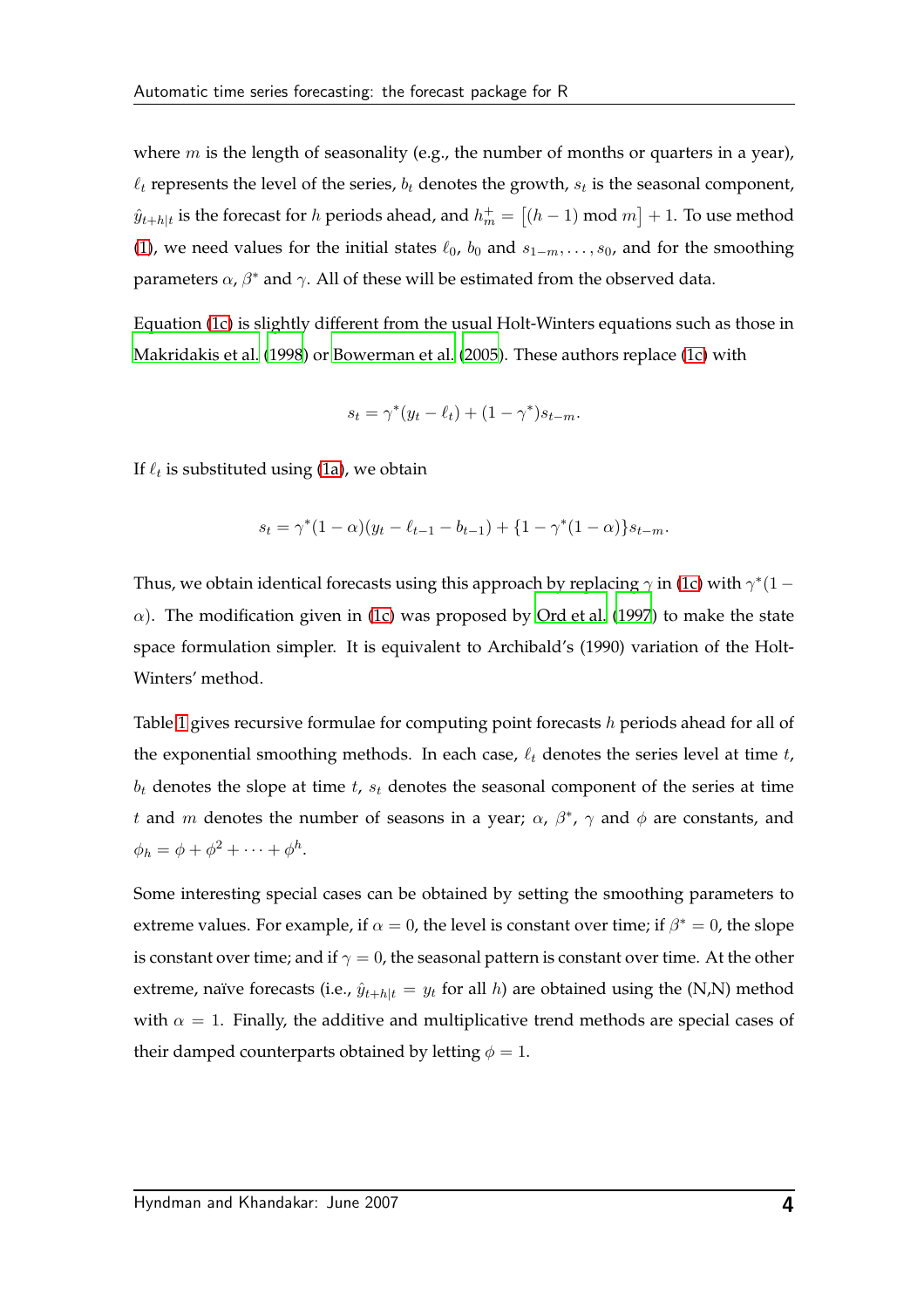where $m$ is the length of seasonality (e.g., the number of months or quarters in a year), $\ell_t$ represents the level of the series, $b_t$ denotes the growth, $s_t$ is the seasonal component, $\hat{y}_{t+h|t}$ is the forecast for $h$ periods ahead, and $h_m^+ = \big[(h-1) \bmod m\big] + 1$. To use method (1), we need values for the initial states $\ell_0$, $b_0$ and $s_{1-m}, \ldots, s_0$, and for the smoothing parameters $\alpha$, $\beta^*$ and $\gamma$. All of these will be estimated from the observed data.

Equation (1c) is slightly different from the usual Holt-Winters equations such as those in Makridakis et al. (1998) or Bowerman et al. (2005). These authors replace (1c) with

$$s_t = \gamma^*(y_t - \ell_t) + (1 - \gamma^*)s_{t-m}.$$

If $\ell_t$ is substituted using (1a), we obtain

$$s_t = \gamma^*(1-\alpha)(y_t - \ell_{t-1} - b_{t-1}) + \{1 - \gamma^*(1-\alpha)\}s_{t-m}.$$

Thus, we obtain identical forecasts using this approach by replacing $\gamma$ in (1c) with $\gamma^*(1-\alpha)$. The modification given in (1c) was proposed by Ord et al. (1997) to make the state space formulation simpler. It is equivalent to Archibald's (1990) variation of the Holt-Winters' method.

Table 1 gives recursive formulae for computing point forecasts $h$ periods ahead for all of the exponential smoothing methods. In each case, $\ell_t$ denotes the series level at time $t$, $b_t$ denotes the slope at time $t$, $s_t$ denotes the seasonal component of the series at time $t$ and $m$ denotes the number of seasons in a year; $\alpha$, $\beta^*$, $\gamma$ and $\phi$ are constants, and $\phi_h = \phi + \phi^2 + \cdots + \phi^h$.

Some interesting special cases can be obtained by setting the smoothing parameters to extreme values. For example, if $\alpha = 0$, the level is constant over time; if $\beta^* = 0$, the slope is constant over time; and if $\gamma = 0$, the seasonal pattern is constant over time. At the other extreme, naïve forecasts (i.e., $\hat{y}_{t+h|t} = y_t$ for all $h$) are obtained using the (N,N) method with $\alpha = 1$. Finally, the additive and multiplicative trend methods are special cases of their damped counterparts obtained by letting $\phi = 1$.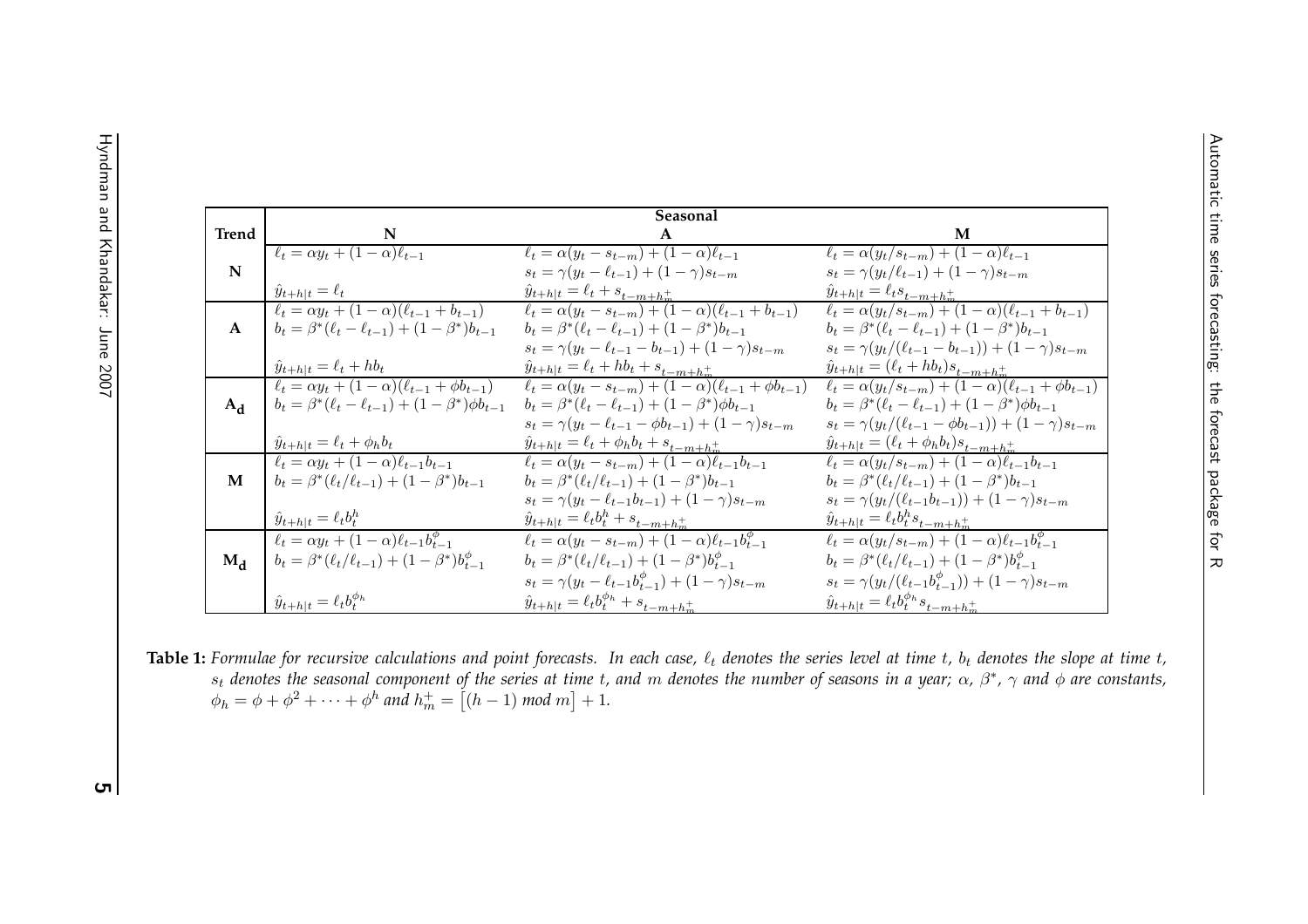| Trend | Seasonal: N | Seasonal: A | Seasonal: M |
|---|---|---|---|
| N | $\ell_t = \alpha y_t + (1-\alpha)\ell_{t-1}$ <br><br> $\hat{y}_{t+h\|t} = \ell_t$ | $\ell_t = \alpha(y_t - s_{t-m}) + (1-\alpha)\ell_{t-1}$ <br> $s_t = \gamma(y_t - \ell_{t-1}) + (1-\gamma)s_{t-m}$ <br> $\hat{y}_{t+h\|t} = \ell_t + s_{t-m+h_m^+}$ | $\ell_t = \alpha(y_t/s_{t-m}) + (1-\alpha)\ell_{t-1}$ <br> $s_t = \gamma(y_t/\ell_{t-1}) + (1-\gamma)s_{t-m}$ <br> $\hat{y}_{t+h\|t} = \ell_t s_{t-m+h_m^+}$ |
| A | $\ell_t = \alpha y_t + (1-\alpha)(\ell_{t-1} + b_{t-1})$ <br> $b_t = \beta^*(\ell_t - \ell_{t-1}) + (1-\beta^*)b_{t-1}$ <br><br> $\hat{y}_{t+h\|t} = \ell_t + hb_t$ | $\ell_t = \alpha(y_t - s_{t-m}) + (1-\alpha)(\ell_{t-1} + b_{t-1})$ <br> $b_t = \beta^*(\ell_t - \ell_{t-1}) + (1-\beta^*)b_{t-1}$ <br> $s_t = \gamma(y_t - \ell_{t-1} - b_{t-1}) + (1-\gamma)s_{t-m}$ <br> $\hat{y}_{t+h\|t} = \ell_t + hb_t + s_{t-m+h_m^+}$ | $\ell_t = \alpha(y_t/s_{t-m}) + (1-\alpha)(\ell_{t-1} + b_{t-1})$ <br> $b_t = \beta^*(\ell_t - \ell_{t-1}) + (1-\beta^*)b_{t-1}$ <br> $s_t = \gamma(y_t/(\ell_{t-1} - b_{t-1})) + (1-\gamma)s_{t-m}$ <br> $\hat{y}_{t+h\|t} = (\ell_t + hb_t)s_{t-m+h_m^+}$ |
| $\mathbf{A_d}$ | $\ell_t = \alpha y_t + (1-\alpha)(\ell_{t-1} + \phi b_{t-1})$ <br> $b_t = \beta^*(\ell_t - \ell_{t-1}) + (1-\beta^*)\phi b_{t-1}$ <br><br> $\hat{y}_{t+h\|t} = \ell_t + \phi_h b_t$ | $\ell_t = \alpha(y_t - s_{t-m}) + (1-\alpha)(\ell_{t-1} + \phi b_{t-1})$ <br> $b_t = \beta^*(\ell_t - \ell_{t-1}) + (1-\beta^*)\phi b_{t-1}$ <br> $s_t = \gamma(y_t - \ell_{t-1} - \phi b_{t-1}) + (1-\gamma)s_{t-m}$ <br> $\hat{y}_{t+h\|t} = \ell_t + \phi_h b_t + s_{t-m+h_m^+}$ | $\ell_t = \alpha(y_t/s_{t-m}) + (1-\alpha)(\ell_{t-1} + \phi b_{t-1})$ <br> $b_t = \beta^*(\ell_t - \ell_{t-1}) + (1-\beta^*)\phi b_{t-1}$ <br> $s_t = \gamma(y_t/(\ell_{t-1} - \phi b_{t-1})) + (1-\gamma)s_{t-m}$ <br> $\hat{y}_{t+h\|t} = (\ell_t + \phi_h b_t)s_{t-m+h_m^+}$ |
| M | $\ell_t = \alpha y_t + (1-\alpha)\ell_{t-1}b_{t-1}$ <br> $b_t = \beta^*(\ell_t/\ell_{t-1}) + (1-\beta^*)b_{t-1}$ <br><br> $\hat{y}_{t+h\|t} = \ell_t b_t^h$ | $\ell_t = \alpha(y_t - s_{t-m}) + (1-\alpha)\ell_{t-1}b_{t-1}$ <br> $b_t = \beta^*(\ell_t/\ell_{t-1}) + (1-\beta^*)b_{t-1}$ <br> $s_t = \gamma(y_t - \ell_{t-1}b_{t-1}) + (1-\gamma)s_{t-m}$ <br> $\hat{y}_{t+h\|t} = \ell_t b_t^h + s_{t-m+h_m^+}$ | $\ell_t = \alpha(y_t/s_{t-m}) + (1-\alpha)\ell_{t-1}b_{t-1}$ <br> $b_t = \beta^*(\ell_t/\ell_{t-1}) + (1-\beta^*)b_{t-1}$ <br> $s_t = \gamma(y_t/(\ell_{t-1}b_{t-1})) + (1-\gamma)s_{t-m}$ <br> $\hat{y}_{t+h\|t} = \ell_t b_t^h s_{t-m+h_m^+}$ |
| $\mathbf{M_d}$ | $\ell_t = \alpha y_t + (1-\alpha)\ell_{t-1}b_{t-1}^{\phi}$ <br> $b_t = \beta^*(\ell_t/\ell_{t-1}) + (1-\beta^*)b_{t-1}^{\phi}$ <br><br> $\hat{y}_{t+h\|t} = \ell_t b_t^{\phi_h}$ | $\ell_t = \alpha(y_t - s_{t-m}) + (1-\alpha)\ell_{t-1}b_{t-1}^{\phi}$ <br> $b_t = \beta^*(\ell_t/\ell_{t-1}) + (1-\beta^*)b_{t-1}^{\phi}$ <br> $s_t = \gamma(y_t - \ell_{t-1}b_{t-1}^{\phi}) + (1-\gamma)s_{t-m}$ <br> $\hat{y}_{t+h\|t} = \ell_t b_t^{\phi_h} + s_{t-m+h_m^+}$ | $\ell_t = \alpha(y_t/s_{t-m}) + (1-\alpha)\ell_{t-1}b_{t-1}^{\phi}$ <br> $b_t = \beta^*(\ell_t/\ell_{t-1}) + (1-\beta^*)b_{t-1}^{\phi}$ <br> $s_t = \gamma(y_t/(\ell_{t-1}b_{t-1}^{\phi})) + (1-\gamma)s_{t-m}$ <br> $\hat{y}_{t+h\|t} = \ell_t b_t^{\phi_h} s_{t-m+h_m^+}$ |

**Table 1:** *Formulae for recursive calculations and point forecasts. In each case, $\ell_t$ denotes the series level at time $t$, $b_t$ denotes the slope at time $t$, $s_t$ denotes the seasonal component of the series at time $t$, and $m$ denotes the number of seasons in a year; $\alpha$, $\beta^*$, $\gamma$ and $\phi$ are constants, $\phi_h = \phi + \phi^2 + \cdots + \phi^h$ and $h_m^+ = \big[(h-1) \text{ mod } m\big] + 1$.*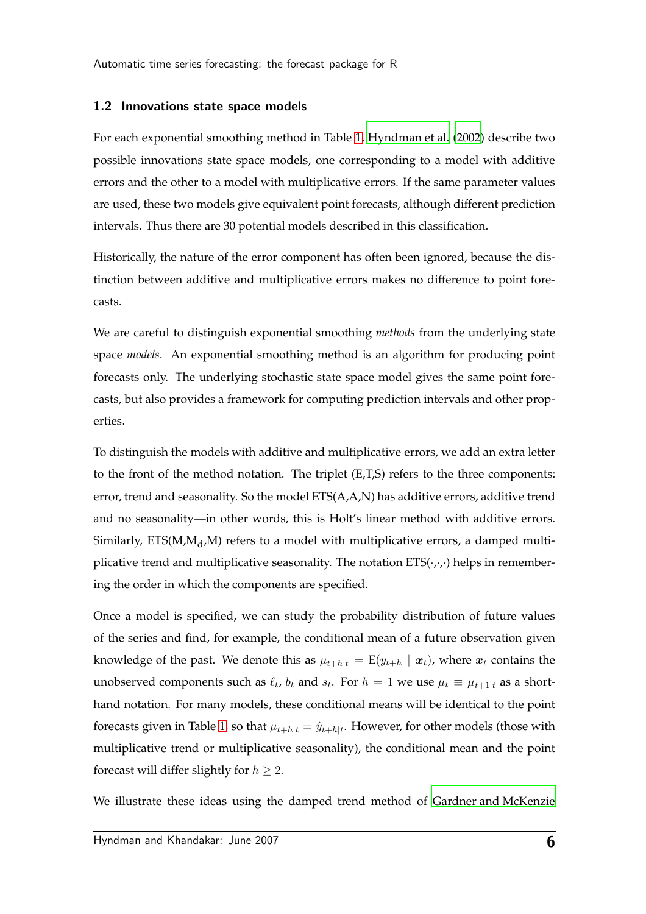### 1.2 Innovations state space models

For each exponential smoothing method in Table 1, Hyndman et al. (2002) describe two possible innovations state space models, one corresponding to a model with additive errors and the other to a model with multiplicative errors. If the same parameter values are used, these two models give equivalent point forecasts, although different prediction intervals. Thus there are 30 potential models described in this classification.

Historically, the nature of the error component has often been ignored, because the distinction between additive and multiplicative errors makes no difference to point forecasts.

We are careful to distinguish exponential smoothing *methods* from the underlying state space *models*. An exponential smoothing method is an algorithm for producing point forecasts only. The underlying stochastic state space model gives the same point forecasts, but also provides a framework for computing prediction intervals and other properties.

To distinguish the models with additive and multiplicative errors, we add an extra letter to the front of the method notation. The triplet (E,T,S) refers to the three components: error, trend and seasonality. So the model ETS(A,A,N) has additive errors, additive trend and no seasonality—in other words, this is Holt's linear method with additive errors. Similarly, ETS(M,$\text{M}_\text{d}$,M) refers to a model with multiplicative errors, a damped multiplicative trend and multiplicative seasonality. The notation ETS($\cdot$,$\cdot$,$\cdot$) helps in remembering the order in which the components are specified.

Once a model is specified, we can study the probability distribution of future values of the series and find, for example, the conditional mean of a future observation given knowledge of the past. We denote this as $\mu_{t+h|t} = \text{E}(y_{t+h} \mid \boldsymbol{x}_t)$, where $\boldsymbol{x}_t$ contains the unobserved components such as $\ell_t$, $b_t$ and $s_t$. For $h = 1$ we use $\mu_t \equiv \mu_{t+1|t}$ as a shorthand notation. For many models, these conditional means will be identical to the point forecasts given in Table 1, so that $\mu_{t+h|t} = \hat{y}_{t+h|t}$. However, for other models (those with multiplicative trend or multiplicative seasonality), the conditional mean and the point forecast will differ slightly for $h \geq 2$.

We illustrate these ideas using the damped trend method of Gardner and McKenzie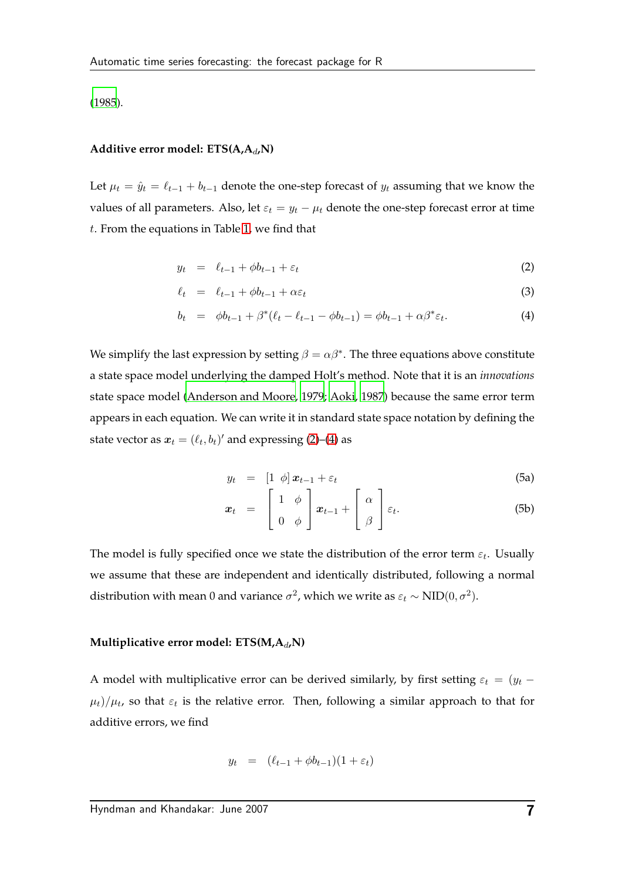(1985).

### Additive error model: ETS(A,A$_d$,N)

Let $\mu_t = \hat{y}_t = \ell_{t-1} + b_{t-1}$ denote the one-step forecast of $y_t$ assuming that we know the values of all parameters. Also, let $\varepsilon_t = y_t - \mu_t$ denote the one-step forecast error at time $t$. From the equations in Table 1, we find that

$$
\begin{aligned}
y_t &= \ell_{t-1} + \phi b_{t-1} + \varepsilon_t && (2)\\
\ell_t &= \ell_{t-1} + \phi b_{t-1} + \alpha \varepsilon_t && (3)\\
b_t &= \phi b_{t-1} + \beta^*(\ell_t - \ell_{t-1} - \phi b_{t-1}) = \phi b_{t-1} + \alpha\beta^* \varepsilon_t. && (4)
\end{aligned}
$$

We simplify the last expression by setting $\beta = \alpha\beta^*$. The three equations above constitute a state space model underlying the damped Holt's method. Note that it is an *innovations* state space model (Anderson and Moore, 1979; Aoki, 1987) because the same error term appears in each equation. We can write it in standard state space notation by defining the state vector as $\boldsymbol{x}_t = (\ell_t, b_t)'$ and expressing (2)–(4) as

$$
\begin{aligned}
y_t &= [1 \;\; \phi]\, \boldsymbol{x}_{t-1} + \varepsilon_t && (5a)\\
\boldsymbol{x}_t &= \begin{bmatrix} 1 & \phi \\ 0 & \phi \end{bmatrix} \boldsymbol{x}_{t-1} + \begin{bmatrix} \alpha \\ \beta \end{bmatrix} \varepsilon_t. && (5b)
\end{aligned}
$$

The model is fully specified once we state the distribution of the error term $\varepsilon_t$. Usually we assume that these are independent and identically distributed, following a normal distribution with mean 0 and variance $\sigma^2$, which we write as $\varepsilon_t \sim \text{NID}(0, \sigma^2)$.

### Multiplicative error model: ETS(M,A$_d$,N)

A model with multiplicative error can be derived similarly, by first setting $\varepsilon_t = (y_t - \mu_t)/\mu_t$, so that $\varepsilon_t$ is the relative error. Then, following a similar approach to that for additive errors, we find

$$
y_t = (\ell_{t-1} + \phi b_{t-1})(1 + \varepsilon_t)
$$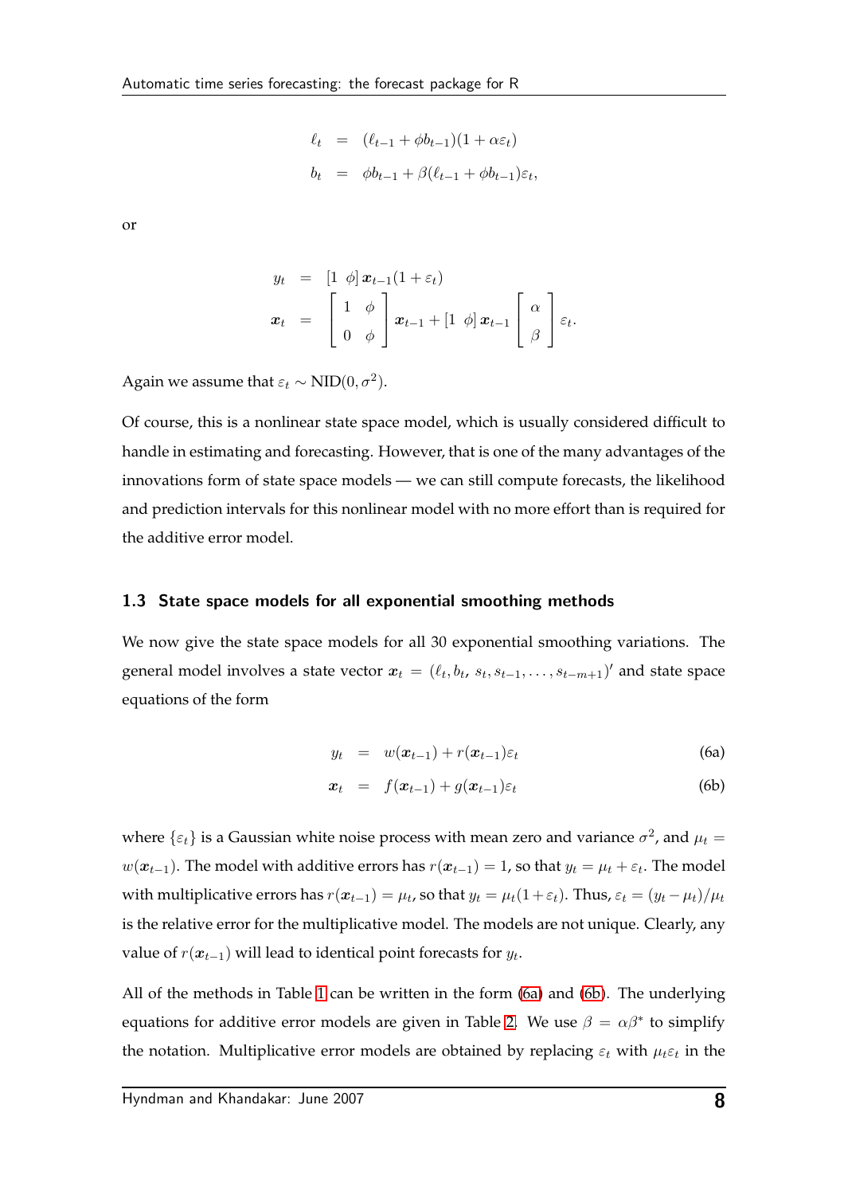$$
\begin{aligned}
\ell_t &= (\ell_{t-1} + \phi b_{t-1})(1 + \alpha\varepsilon_t) \\
b_t &= \phi b_{t-1} + \beta(\ell_{t-1} + \phi b_{t-1})\varepsilon_t,
\end{aligned}
$$

or

$$
\begin{aligned}
y_t &= [1 \;\; \phi]\, \boldsymbol{x}_{t-1}(1 + \varepsilon_t) \\
\boldsymbol{x}_t &= \begin{bmatrix} 1 & \phi \\ 0 & \phi \end{bmatrix} \boldsymbol{x}_{t-1} + [1 \;\; \phi]\, \boldsymbol{x}_{t-1} \begin{bmatrix} \alpha \\ \beta \end{bmatrix} \varepsilon_t.
\end{aligned}
$$

Again we assume that $\varepsilon_t \sim \text{NID}(0, \sigma^2)$.

Of course, this is a nonlinear state space model, which is usually considered difficult to handle in estimating and forecasting. However, that is one of the many advantages of the innovations form of state space models — we can still compute forecasts, the likelihood and prediction intervals for this nonlinear model with no more effort than is required for the additive error model.

### 1.3 State space models for all exponential smoothing methods

We now give the state space models for all 30 exponential smoothing variations. The general model involves a state vector $\boldsymbol{x}_t = (\ell_t, b_t, s_t, s_{t-1}, \ldots, s_{t-m+1})'$ and state space equations of the form

$$
y_t = w(\boldsymbol{x}_{t-1}) + r(\boldsymbol{x}_{t-1})\varepsilon_t \tag{6a}
$$

$$
\boldsymbol{x}_t = f(\boldsymbol{x}_{t-1}) + g(\boldsymbol{x}_{t-1})\varepsilon_t \tag{6b}
$$

where $\{\varepsilon_t\}$ is a Gaussian white noise process with mean zero and variance $\sigma^2$, and $\mu_t = w(\boldsymbol{x}_{t-1})$. The model with additive errors has $r(\boldsymbol{x}_{t-1}) = 1$, so that $y_t = \mu_t + \varepsilon_t$. The model with multiplicative errors has $r(\boldsymbol{x}_{t-1}) = \mu_t$, so that $y_t = \mu_t(1 + \varepsilon_t)$. Thus, $\varepsilon_t = (y_t - \mu_t)/\mu_t$ is the relative error for the multiplicative model. The models are not unique. Clearly, any value of $r(\boldsymbol{x}_{t-1})$ will lead to identical point forecasts for $y_t$.

All of the methods in Table 1 can be written in the form (6a) and (6b). The underlying equations for additive error models are given in Table 2. We use $\beta = \alpha\beta^*$ to simplify the notation. Multiplicative error models are obtained by replacing $\varepsilon_t$ with $\mu_t\varepsilon_t$ in the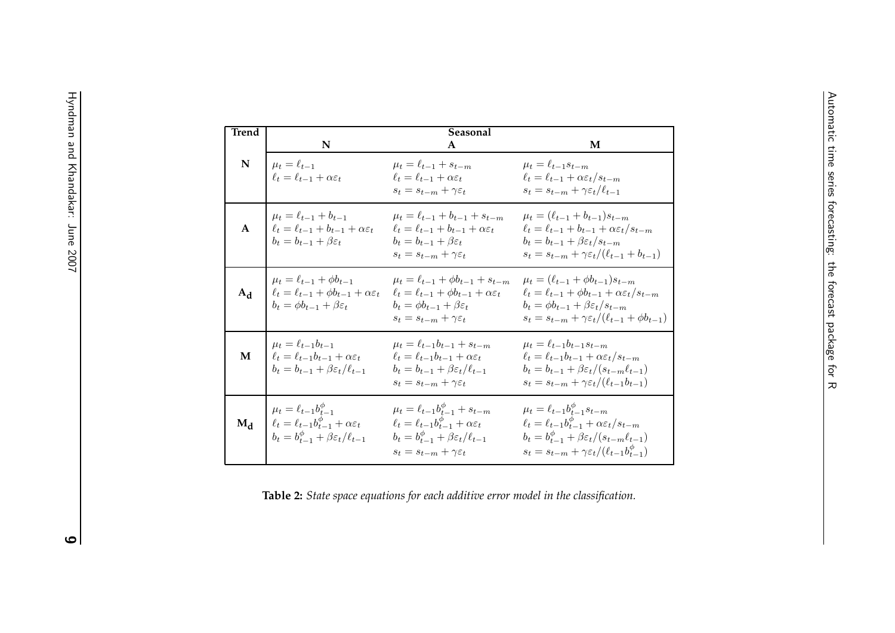| Trend | Seasonal | | |
|---|---|---|---|
| | **N** | **A** | **M** |
| **N** | $\mu_t = \ell_{t-1}$<br>$\ell_t = \ell_{t-1} + \alpha\varepsilon_t$ | $\mu_t = \ell_{t-1} + s_{t-m}$<br>$\ell_t = \ell_{t-1} + \alpha\varepsilon_t$<br>$s_t = s_{t-m} + \gamma\varepsilon_t$ | $\mu_t = \ell_{t-1}s_{t-m}$<br>$\ell_t = \ell_{t-1} + \alpha\varepsilon_t/s_{t-m}$<br>$s_t = s_{t-m} + \gamma\varepsilon_t/\ell_{t-1}$ |
| **A** | $\mu_t = \ell_{t-1} + b_{t-1}$<br>$\ell_t = \ell_{t-1} + b_{t-1} + \alpha\varepsilon_t$<br>$b_t = b_{t-1} + \beta\varepsilon_t$ | $\mu_t = \ell_{t-1} + b_{t-1} + s_{t-m}$<br>$\ell_t = \ell_{t-1} + b_{t-1} + \alpha\varepsilon_t$<br>$b_t = b_{t-1} + \beta\varepsilon_t$<br>$s_t = s_{t-m} + \gamma\varepsilon_t$ | $\mu_t = (\ell_{t-1} + b_{t-1})s_{t-m}$<br>$\ell_t = \ell_{t-1} + b_{t-1} + \alpha\varepsilon_t/s_{t-m}$<br>$b_t = b_{t-1} + \beta\varepsilon_t/s_{t-m}$<br>$s_t = s_{t-m} + \gamma\varepsilon_t/(\ell_{t-1} + b_{t-1})$ |
| $\mathbf{A_d}$ | $\mu_t = \ell_{t-1} + \phi b_{t-1}$<br>$\ell_t = \ell_{t-1} + \phi b_{t-1} + \alpha\varepsilon_t$<br>$b_t = \phi b_{t-1} + \beta\varepsilon_t$ | $\mu_t = \ell_{t-1} + \phi b_{t-1} + s_{t-m}$<br>$\ell_t = \ell_{t-1} + \phi b_{t-1} + \alpha\varepsilon_t$<br>$b_t = \phi b_{t-1} + \beta\varepsilon_t$<br>$s_t = s_{t-m} + \gamma\varepsilon_t$ | $\mu_t = (\ell_{t-1} + \phi b_{t-1})s_{t-m}$<br>$\ell_t = \ell_{t-1} + \phi b_{t-1} + \alpha\varepsilon_t/s_{t-m}$<br>$b_t = \phi b_{t-1} + \beta\varepsilon_t/s_{t-m}$<br>$s_t = s_{t-m} + \gamma\varepsilon_t/(\ell_{t-1} + \phi b_{t-1})$ |
| **M** | $\mu_t = \ell_{t-1}b_{t-1}$<br>$\ell_t = \ell_{t-1}b_{t-1} + \alpha\varepsilon_t$<br>$b_t = b_{t-1} + \beta\varepsilon_t/\ell_{t-1}$ | $\mu_t = \ell_{t-1}b_{t-1} + s_{t-m}$<br>$\ell_t = \ell_{t-1}b_{t-1} + \alpha\varepsilon_t$<br>$b_t = b_{t-1} + \beta\varepsilon_t/\ell_{t-1}$<br>$s_t = s_{t-m} + \gamma\varepsilon_t$ | $\mu_t = \ell_{t-1}b_{t-1}s_{t-m}$<br>$\ell_t = \ell_{t-1}b_{t-1} + \alpha\varepsilon_t/s_{t-m}$<br>$b_t = b_{t-1} + \beta\varepsilon_t/(s_{t-m}\ell_{t-1})$<br>$s_t = s_{t-m} + \gamma\varepsilon_t/(\ell_{t-1}b_{t-1})$ |
| $\mathbf{M_d}$ | $\mu_t = \ell_{t-1}b_{t-1}^{\phi}$<br>$\ell_t = \ell_{t-1}b_{t-1}^{\phi} + \alpha\varepsilon_t$<br>$b_t = b_{t-1}^{\phi} + \beta\varepsilon_t/\ell_{t-1}$ | $\mu_t = \ell_{t-1}b_{t-1}^{\phi} + s_{t-m}$<br>$\ell_t = \ell_{t-1}b_{t-1}^{\phi} + \alpha\varepsilon_t$<br>$b_t = b_{t-1}^{\phi} + \beta\varepsilon_t/\ell_{t-1}$<br>$s_t = s_{t-m} + \gamma\varepsilon_t$ | $\mu_t = \ell_{t-1}b_{t-1}^{\phi}s_{t-m}$<br>$\ell_t = \ell_{t-1}b_{t-1}^{\phi} + \alpha\varepsilon_t/s_{t-m}$<br>$b_t = b_{t-1}^{\phi} + \beta\varepsilon_t/(s_{t-m}\ell_{t-1})$<br>$s_t = s_{t-m} + \gamma\varepsilon_t/(\ell_{t-1}b_{t-1}^{\phi})$ |

**Table 2:** *State space equations for each additive error model in the classification.*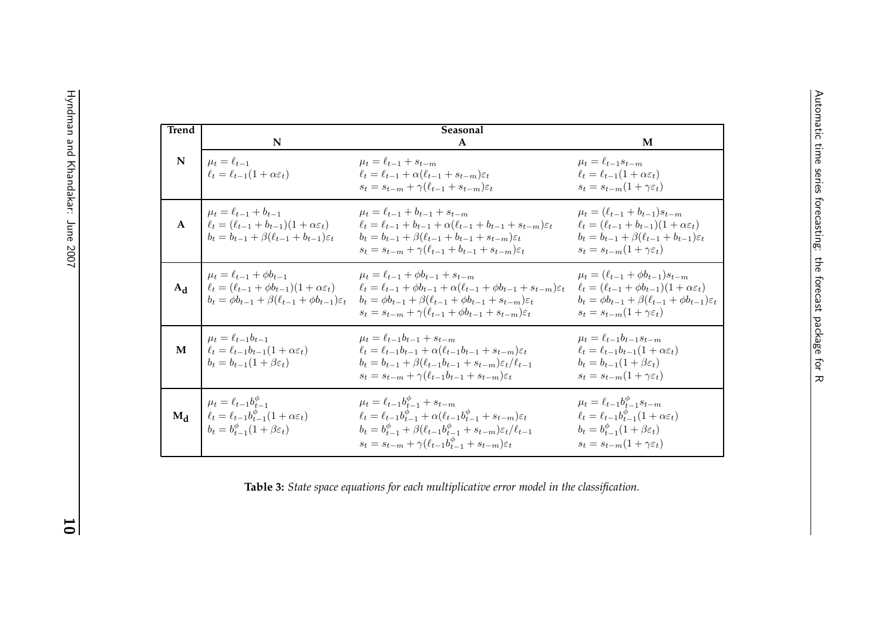| Trend | Seasonal | | |
|---|---|---|---|
| | **N** | **A** | **M** |
| **N** | $\mu_t = \ell_{t-1}$<br>$\ell_t = \ell_{t-1}(1 + \alpha\varepsilon_t)$ | $\mu_t = \ell_{t-1} + s_{t-m}$<br>$\ell_t = \ell_{t-1} + \alpha(\ell_{t-1} + s_{t-m})\varepsilon_t$<br>$s_t = s_{t-m} + \gamma(\ell_{t-1} + s_{t-m})\varepsilon_t$ | $\mu_t = \ell_{t-1}s_{t-m}$<br>$\ell_t = \ell_{t-1}(1 + \alpha\varepsilon_t)$<br>$s_t = s_{t-m}(1 + \gamma\varepsilon_t)$ |
| **A** | $\mu_t = \ell_{t-1} + b_{t-1}$<br>$\ell_t = (\ell_{t-1} + b_{t-1})(1 + \alpha\varepsilon_t)$<br>$b_t = b_{t-1} + \beta(\ell_{t-1} + b_{t-1})\varepsilon_t$ | $\mu_t = \ell_{t-1} + b_{t-1} + s_{t-m}$<br>$\ell_t = \ell_{t-1} + b_{t-1} + \alpha(\ell_{t-1} + b_{t-1} + s_{t-m})\varepsilon_t$<br>$b_t = b_{t-1} + \beta(\ell_{t-1} + b_{t-1} + s_{t-m})\varepsilon_t$<br>$s_t = s_{t-m} + \gamma(\ell_{t-1} + b_{t-1} + s_{t-m})\varepsilon_t$ | $\mu_t = (\ell_{t-1} + b_{t-1})s_{t-m}$<br>$\ell_t = (\ell_{t-1} + b_{t-1})(1 + \alpha\varepsilon_t)$<br>$b_t = b_{t-1} + \beta(\ell_{t-1} + b_{t-1})\varepsilon_t$<br>$s_t = s_{t-m}(1 + \gamma\varepsilon_t)$ |
| **A$_d$** | $\mu_t = \ell_{t-1} + \phi b_{t-1}$<br>$\ell_t = (\ell_{t-1} + \phi b_{t-1})(1 + \alpha\varepsilon_t)$<br>$b_t = \phi b_{t-1} + \beta(\ell_{t-1} + \phi b_{t-1})\varepsilon_t$ | $\mu_t = \ell_{t-1} + \phi b_{t-1} + s_{t-m}$<br>$\ell_t = \ell_{t-1} + \phi b_{t-1} + \alpha(\ell_{t-1} + \phi b_{t-1} + s_{t-m})\varepsilon_t$<br>$b_t = \phi b_{t-1} + \beta(\ell_{t-1} + \phi b_{t-1} + s_{t-m})\varepsilon_t$<br>$s_t = s_{t-m} + \gamma(\ell_{t-1} + \phi b_{t-1} + s_{t-m})\varepsilon_t$ | $\mu_t = (\ell_{t-1} + \phi b_{t-1})s_{t-m}$<br>$\ell_t = (\ell_{t-1} + \phi b_{t-1})(1 + \alpha\varepsilon_t)$<br>$b_t = \phi b_{t-1} + \beta(\ell_{t-1} + \phi b_{t-1})\varepsilon_t$<br>$s_t = s_{t-m}(1 + \gamma\varepsilon_t)$ |
| **M** | $\mu_t = \ell_{t-1}b_{t-1}$<br>$\ell_t = \ell_{t-1}b_{t-1}(1 + \alpha\varepsilon_t)$<br>$b_t = b_{t-1}(1 + \beta\varepsilon_t)$ | $\mu_t = \ell_{t-1}b_{t-1} + s_{t-m}$<br>$\ell_t = \ell_{t-1}b_{t-1} + \alpha(\ell_{t-1}b_{t-1} + s_{t-m})\varepsilon_t$<br>$b_t = b_{t-1} + \beta(\ell_{t-1}b_{t-1} + s_{t-m})\varepsilon_t/\ell_{t-1}$<br>$s_t = s_{t-m} + \gamma(\ell_{t-1}b_{t-1} + s_{t-m})\varepsilon_t$ | $\mu_t = \ell_{t-1}b_{t-1}s_{t-m}$<br>$\ell_t = \ell_{t-1}b_{t-1}(1 + \alpha\varepsilon_t)$<br>$b_t = b_{t-1}(1 + \beta\varepsilon_t)$<br>$s_t = s_{t-m}(1 + \gamma\varepsilon_t)$ |
| **M$_d$** | $\mu_t = \ell_{t-1}b_{t-1}^{\phi}$<br>$\ell_t = \ell_{t-1}b_{t-1}^{\phi}(1 + \alpha\varepsilon_t)$<br>$b_t = b_{t-1}^{\phi}(1 + \beta\varepsilon_t)$ | $\mu_t = \ell_{t-1}b_{t-1}^{\phi} + s_{t-m}$<br>$\ell_t = \ell_{t-1}b_{t-1}^{\phi} + \alpha(\ell_{t-1}b_{t-1}^{\phi} + s_{t-m})\varepsilon_t$<br>$b_t = b_{t-1}^{\phi} + \beta(\ell_{t-1}b_{t-1}^{\phi} + s_{t-m})\varepsilon_t/\ell_{t-1}$<br>$s_t = s_{t-m} + \gamma(\ell_{t-1}b_{t-1}^{\phi} + s_{t-m})\varepsilon_t$ | $\mu_t = \ell_{t-1}b_{t-1}^{\phi}s_{t-m}$<br>$\ell_t = \ell_{t-1}b_{t-1}^{\phi}(1 + \alpha\varepsilon_t)$<br>$b_t = b_{t-1}^{\phi}(1 + \beta\varepsilon_t)$<br>$s_t = s_{t-m}(1 + \gamma\varepsilon_t)$ |

**Table 3:** *State space equations for each multiplicative error model in the classification.*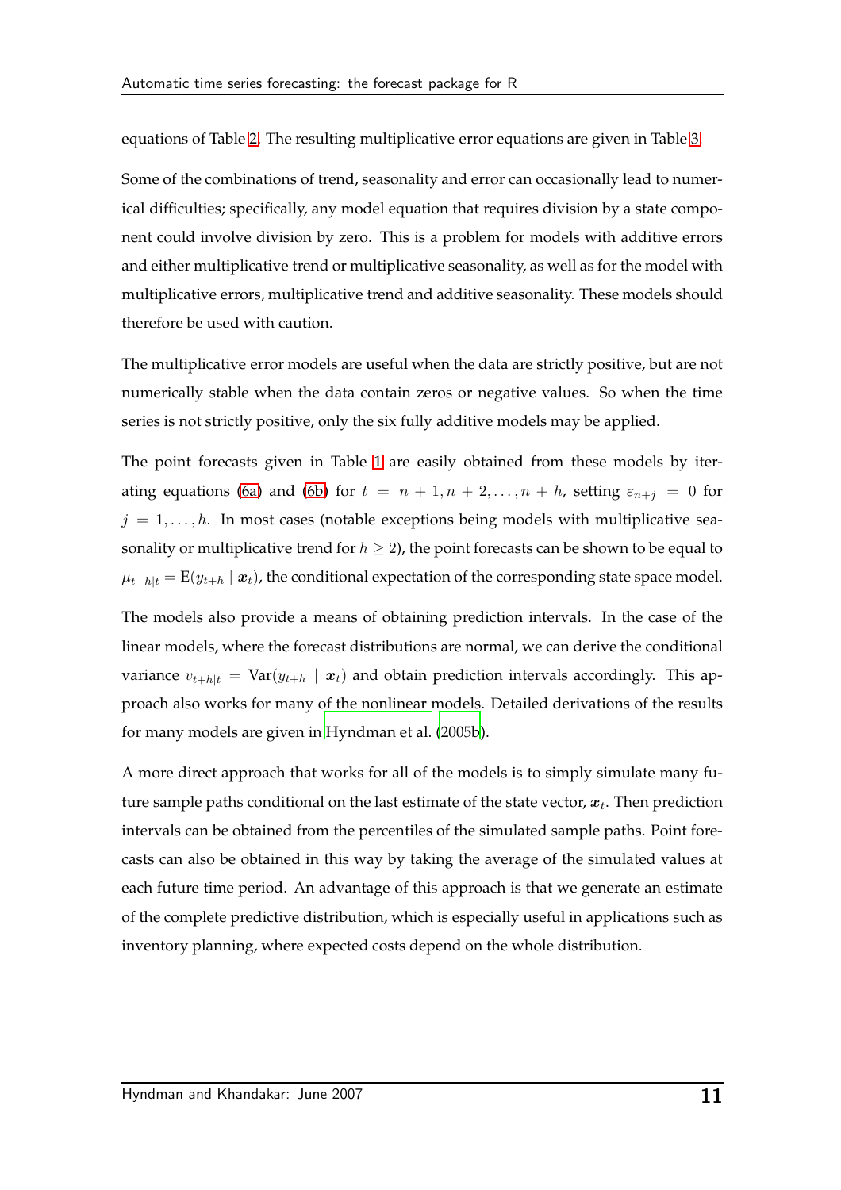equations of Table 2. The resulting multiplicative error equations are given in Table 3.

Some of the combinations of trend, seasonality and error can occasionally lead to numerical difficulties; specifically, any model equation that requires division by a state component could involve division by zero. This is a problem for models with additive errors and either multiplicative trend or multiplicative seasonality, as well as for the model with multiplicative errors, multiplicative trend and additive seasonality. These models should therefore be used with caution.

The multiplicative error models are useful when the data are strictly positive, but are not numerically stable when the data contain zeros or negative values. So when the time series is not strictly positive, only the six fully additive models may be applied.

The point forecasts given in Table 1 are easily obtained from these models by iterating equations (6a) and (6b) for $t = n+1, n+2, \ldots, n+h$, setting $\varepsilon_{n+j} = 0$ for $j = 1, \ldots, h$. In most cases (notable exceptions being models with multiplicative seasonality or multiplicative trend for $h \geq 2$), the point forecasts can be shown to be equal to $\mu_{t+h|t} = \mathrm{E}(y_{t+h} \mid \boldsymbol{x}_t)$, the conditional expectation of the corresponding state space model.

The models also provide a means of obtaining prediction intervals. In the case of the linear models, where the forecast distributions are normal, we can derive the conditional variance $v_{t+h|t} = \mathrm{Var}(y_{t+h} \mid \boldsymbol{x}_t)$ and obtain prediction intervals accordingly. This approach also works for many of the nonlinear models. Detailed derivations of the results for many models are given in Hyndman et al. (2005b).

A more direct approach that works for all of the models is to simply simulate many future sample paths conditional on the last estimate of the state vector, $\boldsymbol{x}_t$. Then prediction intervals can be obtained from the percentiles of the simulated sample paths. Point forecasts can also be obtained in this way by taking the average of the simulated values at each future time period. An advantage of this approach is that we generate an estimate of the complete predictive distribution, which is especially useful in applications such as inventory planning, where expected costs depend on the whole distribution.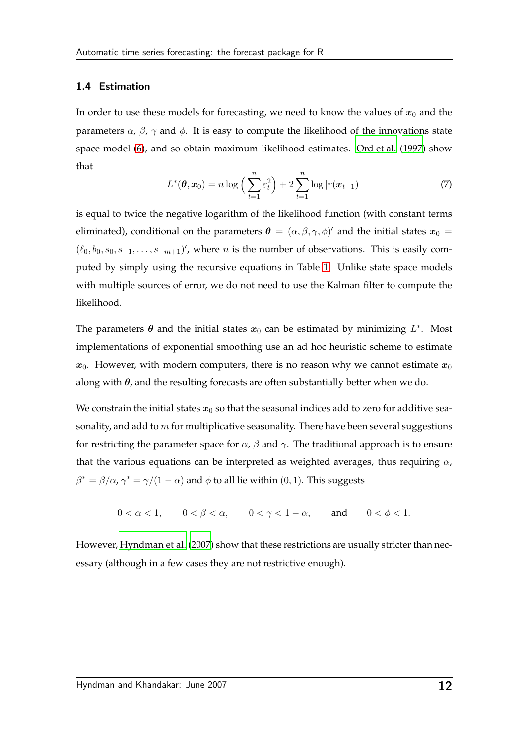### 1.4 Estimation

In order to use these models for forecasting, we need to know the values of $\boldsymbol{x}_0$ and the parameters $\alpha$, $\beta$, $\gamma$ and $\phi$. It is easy to compute the likelihood of the innovations state space model (6), and so obtain maximum likelihood estimates. Ord et al. (1997) show that

$$L^*(\boldsymbol{\theta}, \boldsymbol{x}_0) = n \log\Big(\sum_{t=1}^{n} \varepsilon_t^2\Big) + 2\sum_{t=1}^{n} \log|r(\boldsymbol{x}_{t-1})| \qquad (7)$$

is equal to twice the negative logarithm of the likelihood function (with constant terms eliminated), conditional on the parameters $\boldsymbol{\theta} = (\alpha, \beta, \gamma, \phi)'$ and the initial states $\boldsymbol{x}_0 = (\ell_0, b_0, s_0, s_{-1}, \ldots, s_{-m+1})'$, where $n$ is the number of observations. This is easily computed by simply using the recursive equations in Table 1. Unlike state space models with multiple sources of error, we do not need to use the Kalman filter to compute the likelihood.

The parameters $\boldsymbol{\theta}$ and the initial states $\boldsymbol{x}_0$ can be estimated by minimizing $L^*$. Most implementations of exponential smoothing use an ad hoc heuristic scheme to estimate $\boldsymbol{x}_0$. However, with modern computers, there is no reason why we cannot estimate $\boldsymbol{x}_0$ along with $\boldsymbol{\theta}$, and the resulting forecasts are often substantially better when we do.

We constrain the initial states $\boldsymbol{x}_0$ so that the seasonal indices add to zero for additive seasonality, and add to $m$ for multiplicative seasonality. There have been several suggestions for restricting the parameter space for $\alpha$, $\beta$ and $\gamma$. The traditional approach is to ensure that the various equations can be interpreted as weighted averages, thus requiring $\alpha$, $\beta^* = \beta/\alpha$, $\gamma^* = \gamma/(1-\alpha)$ and $\phi$ to all lie within $(0, 1)$. This suggests

$$0 < \alpha < 1, \qquad 0 < \beta < \alpha, \qquad 0 < \gamma < 1 - \alpha, \qquad \text{and} \qquad 0 < \phi < 1.$$

However, Hyndman et al. (2007) show that these restrictions are usually stricter than necessary (although in a few cases they are not restrictive enough).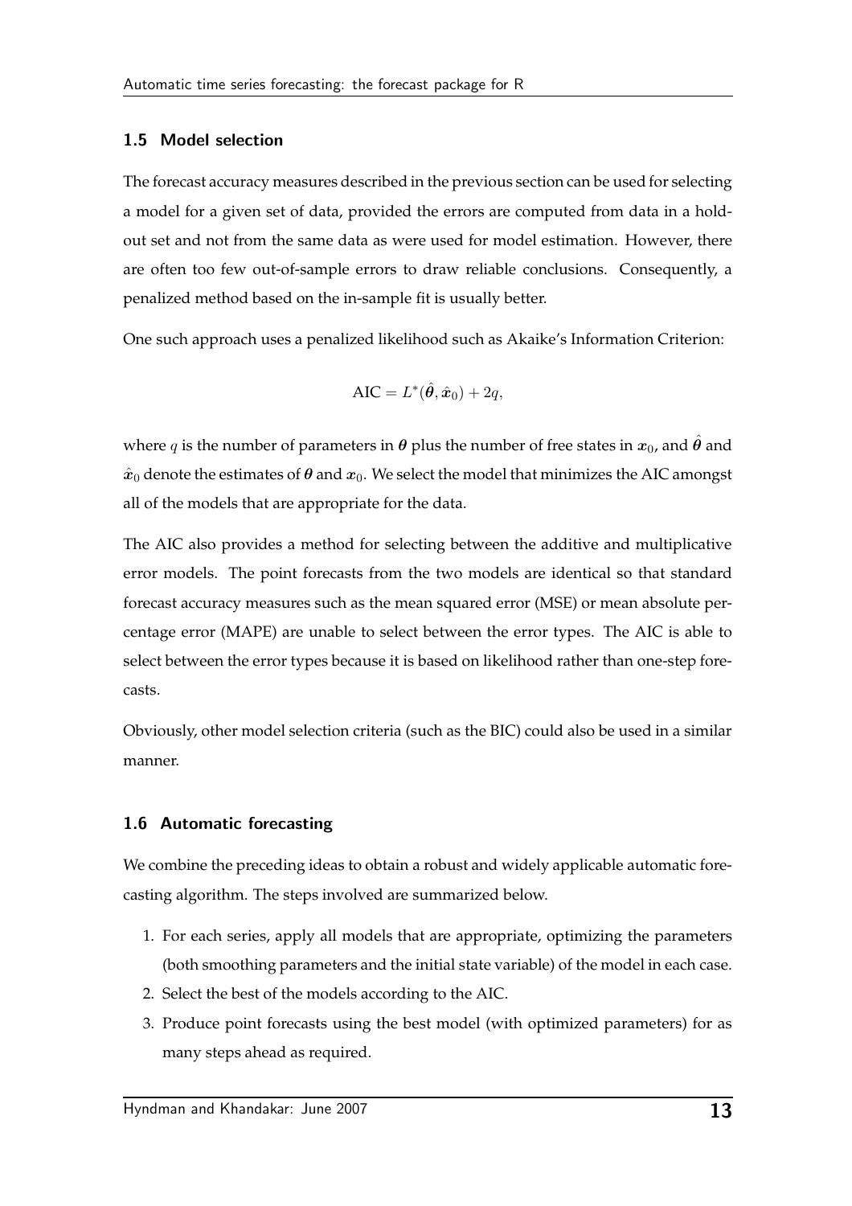### 1.5 Model selection

The forecast accuracy measures described in the previous section can be used for selecting a model for a given set of data, provided the errors are computed from data in a hold-out set and not from the same data as were used for model estimation. However, there are often too few out-of-sample errors to draw reliable conclusions. Consequently, a penalized method based on the in-sample fit is usually better.

One such approach uses a penalized likelihood such as Akaike's Information Criterion:

$$\text{AIC} = L^*(\hat{\boldsymbol{\theta}}, \hat{\boldsymbol{x}}_0) + 2q,$$

where $q$ is the number of parameters in $\boldsymbol{\theta}$ plus the number of free states in $\boldsymbol{x}_0$, and $\hat{\boldsymbol{\theta}}$ and $\hat{\boldsymbol{x}}_0$ denote the estimates of $\boldsymbol{\theta}$ and $\boldsymbol{x}_0$. We select the model that minimizes the AIC amongst all of the models that are appropriate for the data.

The AIC also provides a method for selecting between the additive and multiplicative error models. The point forecasts from the two models are identical so that standard forecast accuracy measures such as the mean squared error (MSE) or mean absolute percentage error (MAPE) are unable to select between the error types. The AIC is able to select between the error types because it is based on likelihood rather than one-step forecasts.

Obviously, other model selection criteria (such as the BIC) could also be used in a similar manner.

### 1.6 Automatic forecasting

We combine the preceding ideas to obtain a robust and widely applicable automatic forecasting algorithm. The steps involved are summarized below.

1. For each series, apply all models that are appropriate, optimizing the parameters (both smoothing parameters and the initial state variable) of the model in each case.
2. Select the best of the models according to the AIC.
3. Produce point forecasts using the best model (with optimized parameters) for as many steps ahead as required.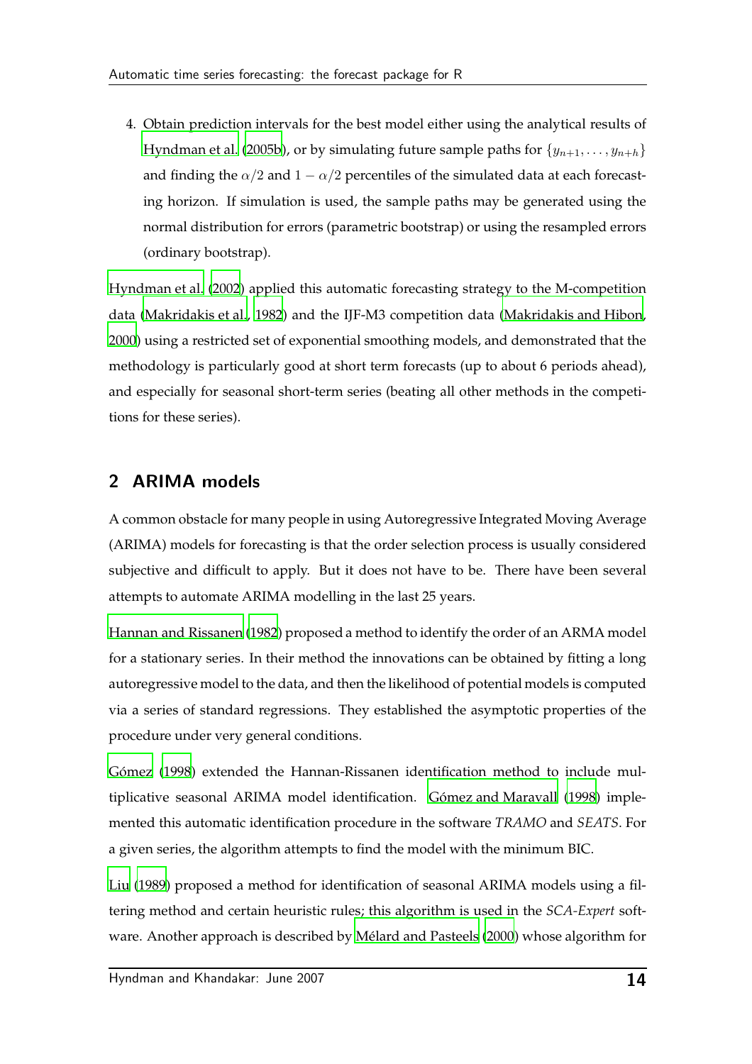4. Obtain prediction intervals for the best model either using the analytical results of Hyndman et al. (2005b), or by simulating future sample paths for $\{y_{n+1}, \dots, y_{n+h}\}$ and finding the $\alpha/2$ and $1-\alpha/2$ percentiles of the simulated data at each forecasting horizon. If simulation is used, the sample paths may be generated using the normal distribution for errors (parametric bootstrap) or using the resampled errors (ordinary bootstrap).

Hyndman et al. (2002) applied this automatic forecasting strategy to the M-competition data (Makridakis et al., 1982) and the IJF-M3 competition data (Makridakis and Hibon, 2000) using a restricted set of exponential smoothing models, and demonstrated that the methodology is particularly good at short term forecasts (up to about 6 periods ahead), and especially for seasonal short-term series (beating all other methods in the competitions for these series).

## 2 ARIMA models

A common obstacle for many people in using Autoregressive Integrated Moving Average (ARIMA) models for forecasting is that the order selection process is usually considered subjective and difficult to apply. But it does not have to be. There have been several attempts to automate ARIMA modelling in the last 25 years.

Hannan and Rissanen (1982) proposed a method to identify the order of an ARMA model for a stationary series. In their method the innovations can be obtained by fitting a long autoregressive model to the data, and then the likelihood of potential models is computed via a series of standard regressions. They established the asymptotic properties of the procedure under very general conditions.

Gómez (1998) extended the Hannan-Rissanen identification method to include multiplicative seasonal ARIMA model identification. Gómez and Maravall (1998) implemented this automatic identification procedure in the software *TRAMO* and *SEATS*. For a given series, the algorithm attempts to find the model with the minimum BIC.

Liu (1989) proposed a method for identification of seasonal ARIMA models using a filtering method and certain heuristic rules; this algorithm is used in the *SCA-Expert* software. Another approach is described by Mélard and Pasteels (2000) whose algorithm for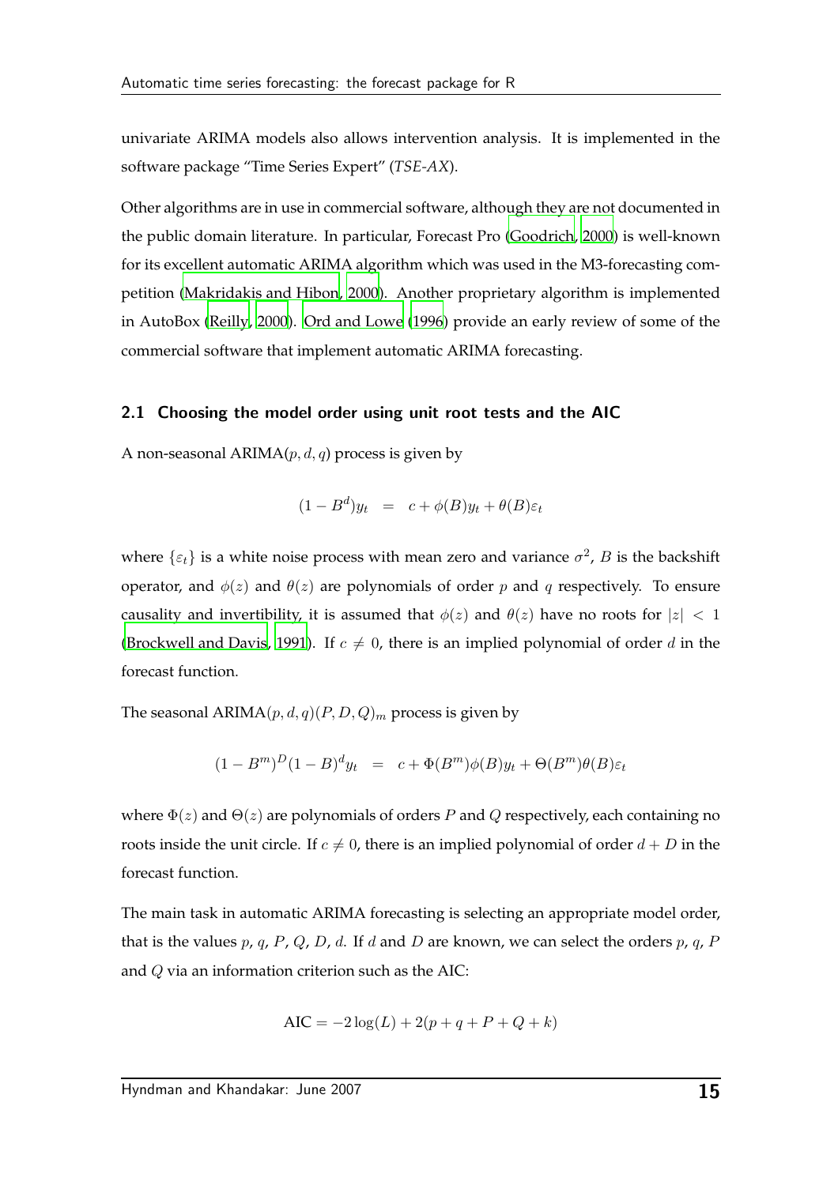univariate ARIMA models also allows intervention analysis. It is implemented in the software package "Time Series Expert" (*TSE-AX*).

Other algorithms are in use in commercial software, although they are not documented in the public domain literature. In particular, Forecast Pro (Goodrich, 2000) is well-known for its excellent automatic ARIMA algorithm which was used in the M3-forecasting competition (Makridakis and Hibon, 2000). Another proprietary algorithm is implemented in AutoBox (Reilly, 2000). Ord and Lowe (1996) provide an early review of some of the commercial software that implement automatic ARIMA forecasting.

### 2.1 Choosing the model order using unit root tests and the AIC

A non-seasonal ARIMA$(p, d, q)$ process is given by

$$(1 - B^d)y_t \;\;=\;\; c + \phi(B)y_t + \theta(B)\varepsilon_t$$

where $\{\varepsilon_t\}$ is a white noise process with mean zero and variance $\sigma^2$, $B$ is the backshift operator, and $\phi(z)$ and $\theta(z)$ are polynomials of order $p$ and $q$ respectively. To ensure causality and invertibility, it is assumed that $\phi(z)$ and $\theta(z)$ have no roots for $|z| < 1$ (Brockwell and Davis, 1991). If $c \neq 0$, there is an implied polynomial of order $d$ in the forecast function.

The seasonal ARIMA$(p, d, q)(P, D, Q)_m$ process is given by

$$(1 - B^m)^D(1 - B)^d y_t \;\;=\;\; c + \Phi(B^m)\phi(B)y_t + \Theta(B^m)\theta(B)\varepsilon_t$$

where $\Phi(z)$ and $\Theta(z)$ are polynomials of orders $P$ and $Q$ respectively, each containing no roots inside the unit circle. If $c \neq 0$, there is an implied polynomial of order $d + D$ in the forecast function.

The main task in automatic ARIMA forecasting is selecting an appropriate model order, that is the values $p$, $q$, $P$, $Q$, $D$, $d$. If $d$ and $D$ are known, we can select the orders $p$, $q$, $P$ and $Q$ via an information criterion such as the AIC:

$$\text{AIC} = -2\log(L) + 2(p + q + P + Q + k)$$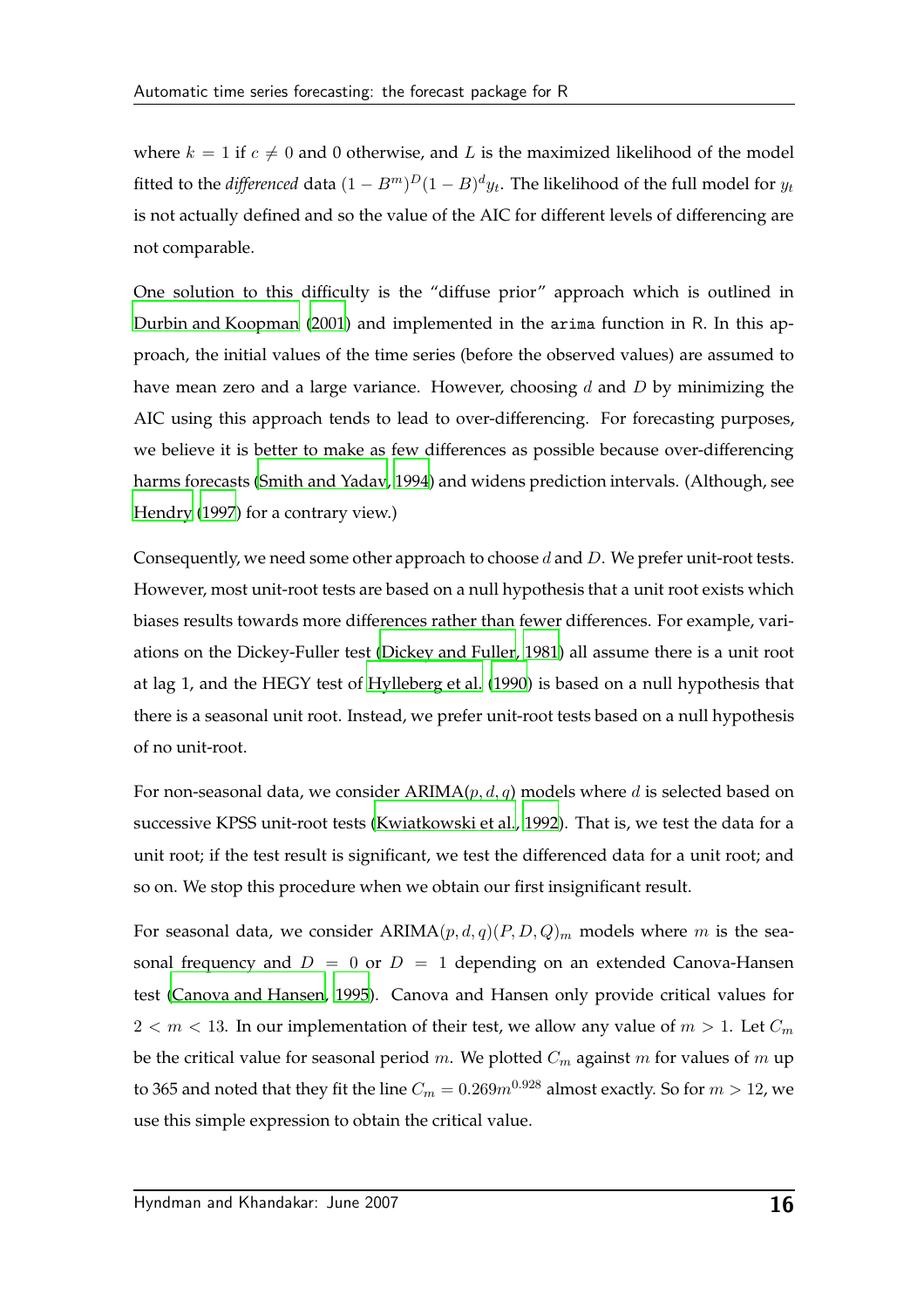where $k = 1$ if $c \neq 0$ and 0 otherwise, and $L$ is the maximized likelihood of the model fitted to the *differenced* data $(1 - B^m)^D(1 - B)^d y_t$. The likelihood of the full model for $y_t$ is not actually defined and so the value of the AIC for different levels of differencing are not comparable.

One solution to this difficulty is the "diffuse prior" approach which is outlined in Durbin and Koopman (2001) and implemented in the `arima` function in R. In this approach, the initial values of the time series (before the observed values) are assumed to have mean zero and a large variance. However, choosing $d$ and $D$ by minimizing the AIC using this approach tends to lead to over-differencing. For forecasting purposes, we believe it is better to make as few differences as possible because over-differencing harms forecasts (Smith and Yadav, 1994) and widens prediction intervals. (Although, see Hendry (1997) for a contrary view.)

Consequently, we need some other approach to choose $d$ and $D$. We prefer unit-root tests. However, most unit-root tests are based on a null hypothesis that a unit root exists which biases results towards more differences rather than fewer differences. For example, variations on the Dickey-Fuller test (Dickey and Fuller, 1981) all assume there is a unit root at lag 1, and the HEGY test of Hylleberg et al. (1990) is based on a null hypothesis that there is a seasonal unit root. Instead, we prefer unit-root tests based on a null hypothesis of no unit-root.

For non-seasonal data, we consider ARIMA$(p, d, q)$ models where $d$ is selected based on successive KPSS unit-root tests (Kwiatkowski et al., 1992). That is, we test the data for a unit root; if the test result is significant, we test the differenced data for a unit root; and so on. We stop this procedure when we obtain our first insignificant result.

For seasonal data, we consider ARIMA$(p, d, q)(P, D, Q)_m$ models where $m$ is the seasonal frequency and $D = 0$ or $D = 1$ depending on an extended Canova-Hansen test (Canova and Hansen, 1995). Canova and Hansen only provide critical values for $2 < m < 13$. In our implementation of their test, we allow any value of $m > 1$. Let $C_m$ be the critical value for seasonal period $m$. We plotted $C_m$ against $m$ for values of $m$ up to 365 and noted that they fit the line $C_m = 0.269m^{0.928}$ almost exactly. So for $m > 12$, we use this simple expression to obtain the critical value.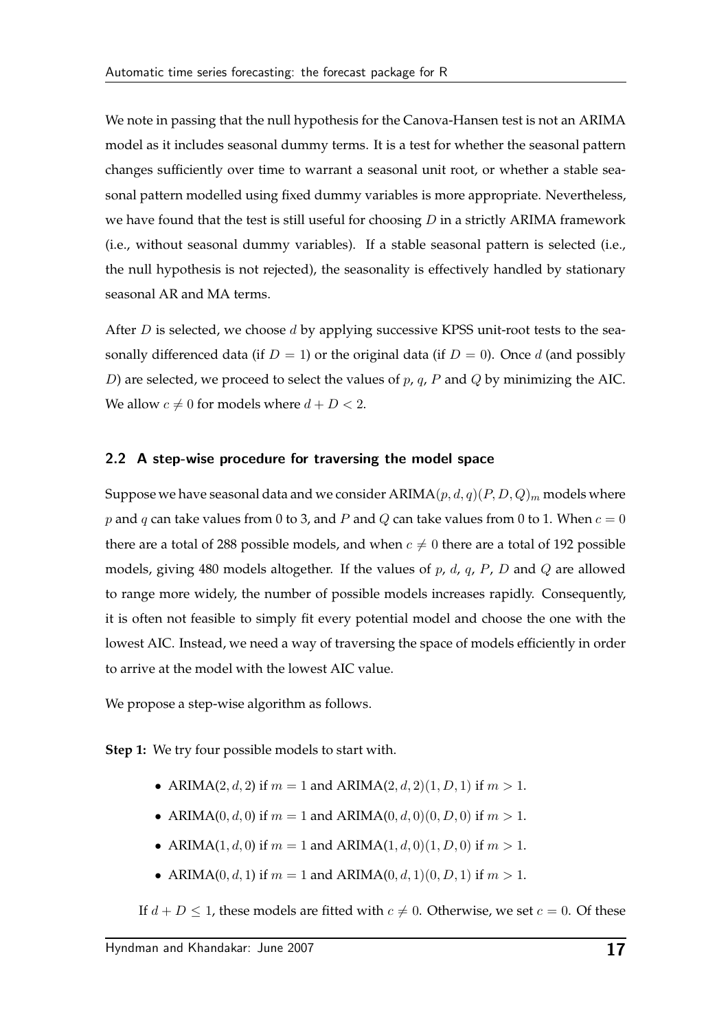We note in passing that the null hypothesis for the Canova-Hansen test is not an ARIMA model as it includes seasonal dummy terms. It is a test for whether the seasonal pattern changes sufficiently over time to warrant a seasonal unit root, or whether a stable seasonal pattern modelled using fixed dummy variables is more appropriate. Nevertheless, we have found that the test is still useful for choosing $D$ in a strictly ARIMA framework (i.e., without seasonal dummy variables). If a stable seasonal pattern is selected (i.e., the null hypothesis is not rejected), the seasonality is effectively handled by stationary seasonal AR and MA terms.

After $D$ is selected, we choose $d$ by applying successive KPSS unit-root tests to the seasonally differenced data (if $D = 1$) or the original data (if $D = 0$). Once $d$ (and possibly $D$) are selected, we proceed to select the values of $p$, $q$, $P$ and $Q$ by minimizing the AIC. We allow $c \neq 0$ for models where $d + D < 2$.

### 2.2 A step-wise procedure for traversing the model space

Suppose we have seasonal data and we consider ARIMA$(p, d, q)(P, D, Q)_m$ models where $p$ and $q$ can take values from 0 to 3, and $P$ and $Q$ can take values from 0 to 1. When $c = 0$ there are a total of 288 possible models, and when $c \neq 0$ there are a total of 192 possible models, giving 480 models altogether. If the values of $p$, $d$, $q$, $P$, $D$ and $Q$ are allowed to range more widely, the number of possible models increases rapidly. Consequently, it is often not feasible to simply fit every potential model and choose the one with the lowest AIC. Instead, we need a way of traversing the space of models efficiently in order to arrive at the model with the lowest AIC value.

We propose a step-wise algorithm as follows.

**Step 1:** We try four possible models to start with.

- ARIMA$(2, d, 2)$ if $m = 1$ and ARIMA$(2, d, 2)(1, D, 1)$ if $m > 1$.
- ARIMA$(0, d, 0)$ if $m = 1$ and ARIMA$(0, d, 0)(0, D, 0)$ if $m > 1$.
- ARIMA$(1, d, 0)$ if $m = 1$ and ARIMA$(1, d, 0)(1, D, 0)$ if $m > 1$.
- ARIMA$(0, d, 1)$ if $m = 1$ and ARIMA$(0, d, 1)(0, D, 1)$ if $m > 1$.

If $d + D \leq 1$, these models are fitted with $c \neq 0$. Otherwise, we set $c = 0$. Of these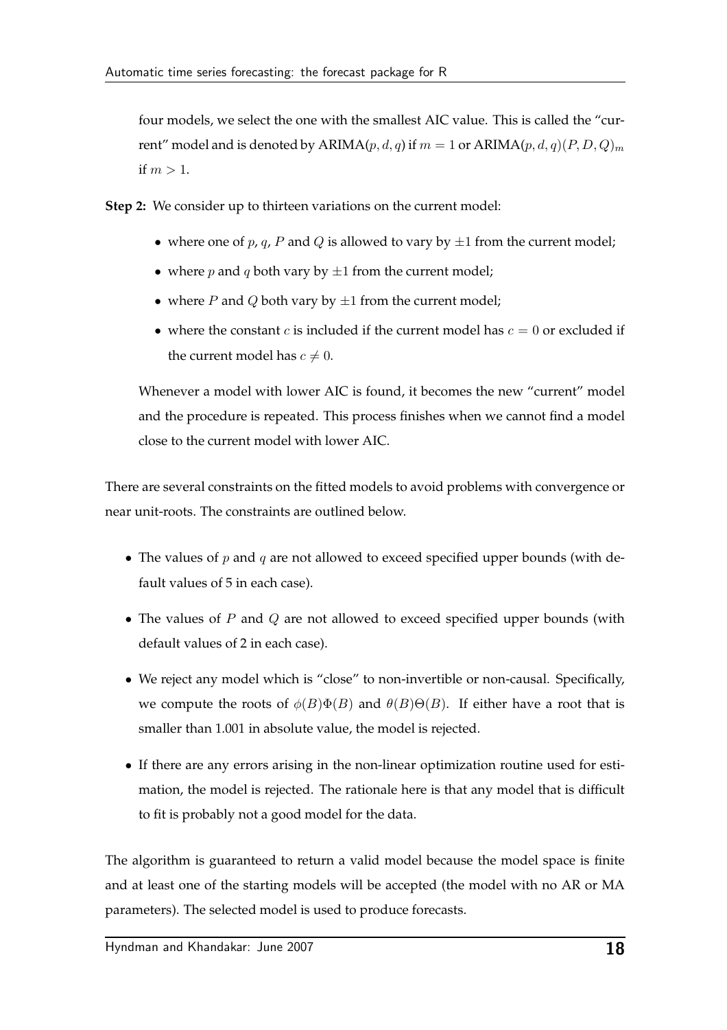four models, we select the one with the smallest AIC value. This is called the "current" model and is denoted by ARIMA$(p, d, q)$ if $m = 1$ or ARIMA$(p, d, q)(P, D, Q)_m$ if $m > 1$.

**Step 2:** We consider up to thirteen variations on the current model:

- where one of $p$, $q$, $P$ and $Q$ is allowed to vary by $\pm 1$ from the current model;
- where $p$ and $q$ both vary by $\pm 1$ from the current model;
- where $P$ and $Q$ both vary by $\pm 1$ from the current model;
- where the constant $c$ is included if the current model has $c = 0$ or excluded if the current model has $c \neq 0$.

Whenever a model with lower AIC is found, it becomes the new "current" model and the procedure is repeated. This process finishes when we cannot find a model close to the current model with lower AIC.

There are several constraints on the fitted models to avoid problems with convergence or near unit-roots. The constraints are outlined below.

- The values of $p$ and $q$ are not allowed to exceed specified upper bounds (with default values of 5 in each case).
- The values of $P$ and $Q$ are not allowed to exceed specified upper bounds (with default values of 2 in each case).
- We reject any model which is "close" to non-invertible or non-causal. Specifically, we compute the roots of $\phi(B)\Phi(B)$ and $\theta(B)\Theta(B)$. If either have a root that is smaller than 1.001 in absolute value, the model is rejected.
- If there are any errors arising in the non-linear optimization routine used for estimation, the model is rejected. The rationale here is that any model that is difficult to fit is probably not a good model for the data.

The algorithm is guaranteed to return a valid model because the model space is finite and at least one of the starting models will be accepted (the model with no AR or MA parameters). The selected model is used to produce forecasts.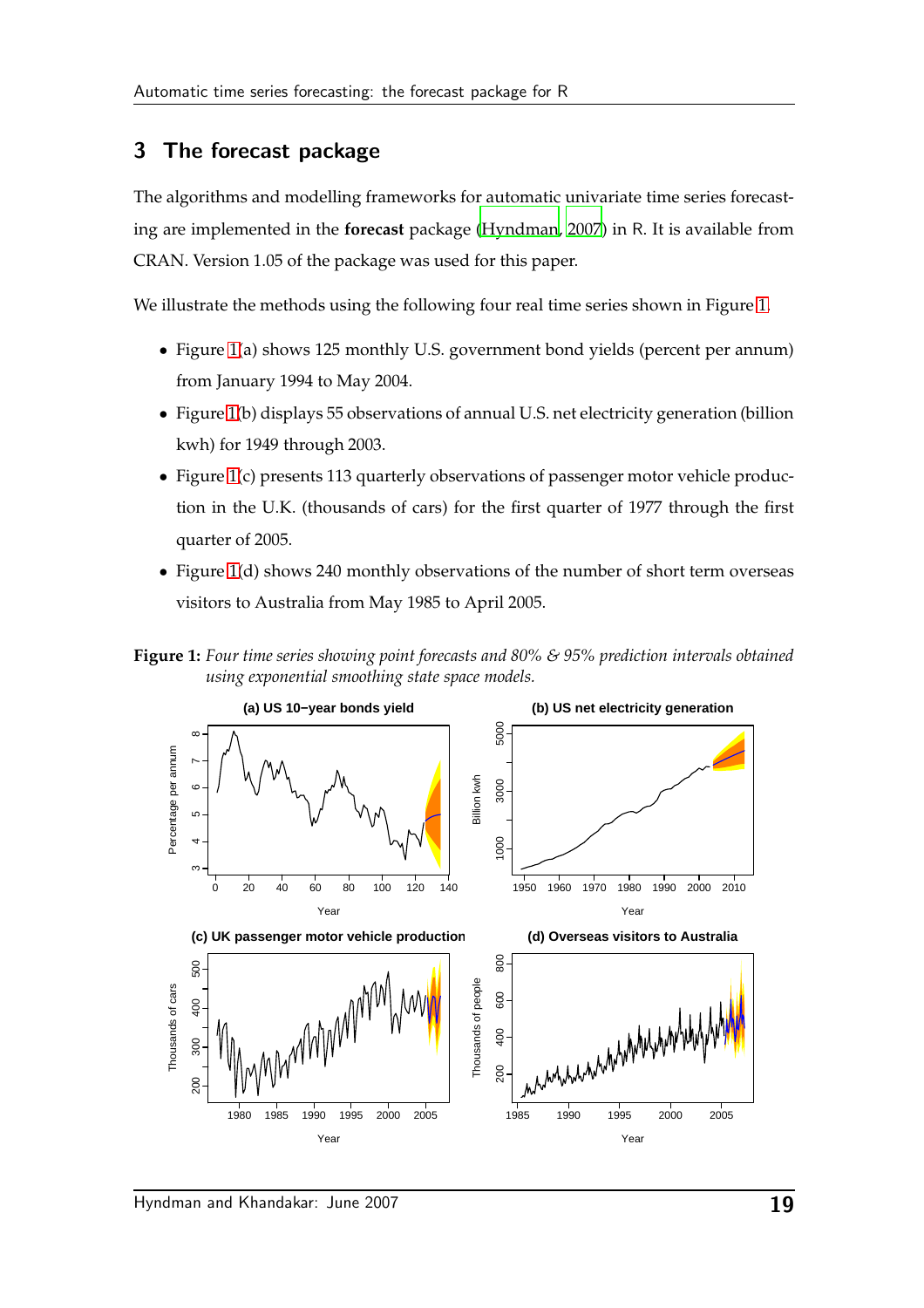## 3 The forecast package

The algorithms and modelling frameworks for automatic univariate time series forecasting are implemented in the **forecast** package (Hyndman, 2007) in R. It is available from CRAN. Version 1.05 of the package was used for this paper.

We illustrate the methods using the following four real time series shown in Figure 1.

- Figure 1(a) shows 125 monthly U.S. government bond yields (percent per annum) from January 1994 to May 2004.
- Figure 1(b) displays 55 observations of annual U.S. net electricity generation (billion kwh) for 1949 through 2003.
- Figure 1(c) presents 113 quarterly observations of passenger motor vehicle production in the U.K. (thousands of cars) for the first quarter of 1977 through the first quarter of 2005.
- Figure 1(d) shows 240 monthly observations of the number of short term overseas visitors to Australia from May 1985 to April 2005.

**Figure 1:** *Four time series showing point forecasts and 80% & 95% prediction intervals obtained using exponential smoothing state space models.*

(a) US 10−year bonds yield
Percentage per annum
3 4 5 6 7 8
0 20 40 60 80 100 120 140
Year

(b) US net electricity generation
Billion kwh
1000 3000 5000
1950 1960 1970 1980 1990 2000 2010
Year

(c) UK passenger motor vehicle production
Thousands of cars
200 300 400 500
1980 1985 1990 1995 2000 2005
Year

(d) Overseas visitors to Australia
Thousands of people
200 400 600 800
1985 1990 1995 2000 2005
Year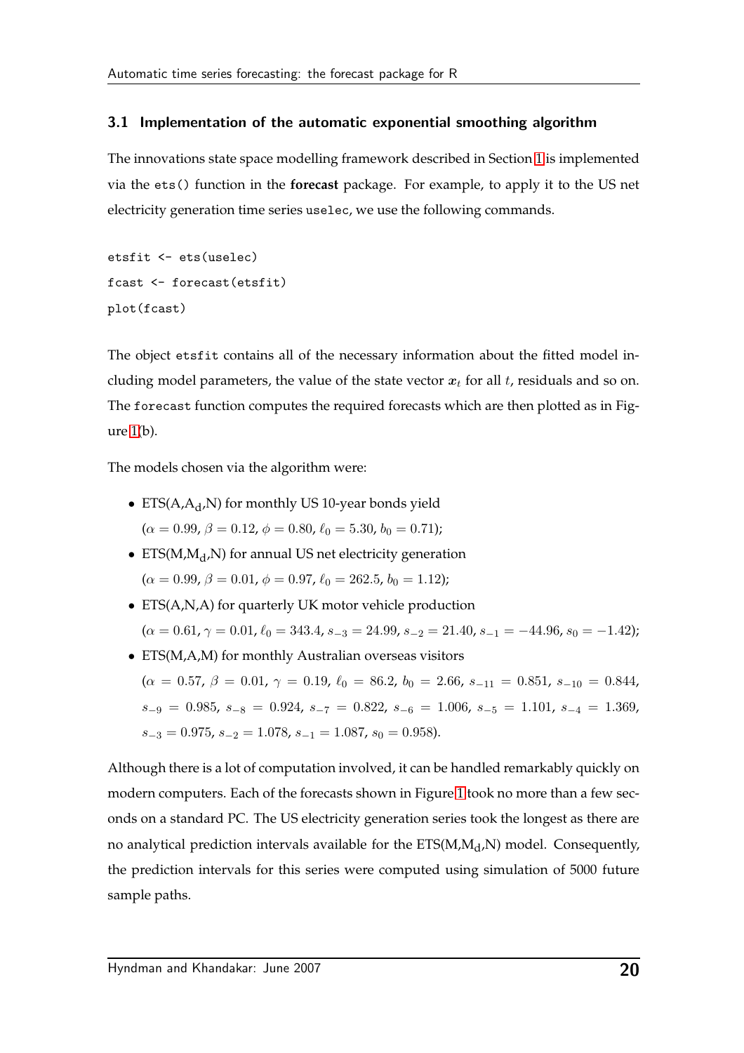### 3.1 Implementation of the automatic exponential smoothing algorithm

The innovations state space modelling framework described in Section 1 is implemented via the `ets()` function in the **forecast** package. For example, to apply it to the US net electricity generation time series `uselec`, we use the following commands.

```
etsfit <- ets(uselec)
fcast <- forecast(etsfit)
plot(fcast)
```

The object `etsfit` contains all of the necessary information about the fitted model including model parameters, the value of the state vector $\boldsymbol{x}_t$ for all $t$, residuals and so on. The `forecast` function computes the required forecasts which are then plotted as in Figure 1(b).

The models chosen via the algorithm were:

- ETS(A,$\text{A}_\text{d}$,N) for monthly US 10-year bonds yield
  ($\alpha = 0.99$, $\beta = 0.12$, $\phi = 0.80$, $\ell_0 = 5.30$, $b_0 = 0.71$);
- ETS(M,$\text{M}_\text{d}$,N) for annual US net electricity generation
  ($\alpha = 0.99$, $\beta = 0.01$, $\phi = 0.97$, $\ell_0 = 262.5$, $b_0 = 1.12$);
- ETS(A,N,A) for quarterly UK motor vehicle production
  ($\alpha = 0.61$, $\gamma = 0.01$, $\ell_0 = 343.4$, $s_{-3} = 24.99$, $s_{-2} = 21.40$, $s_{-1} = -44.96$, $s_0 = -1.42$);
- ETS(M,A,M) for monthly Australian overseas visitors
  ($\alpha = 0.57$, $\beta = 0.01$, $\gamma = 0.19$, $\ell_0 = 86.2$, $b_0 = 2.66$, $s_{-11} = 0.851$, $s_{-10} = 0.844$, $s_{-9} = 0.985$, $s_{-8} = 0.924$, $s_{-7} = 0.822$, $s_{-6} = 1.006$, $s_{-5} = 1.101$, $s_{-4} = 1.369$, $s_{-3} = 0.975$, $s_{-2} = 1.078$, $s_{-1} = 1.087$, $s_0 = 0.958$).

Although there is a lot of computation involved, it can be handled remarkably quickly on modern computers. Each of the forecasts shown in Figure 1 took no more than a few seconds on a standard PC. The US electricity generation series took the longest as there are no analytical prediction intervals available for the ETS(M,$\text{M}_\text{d}$,N) model. Consequently, the prediction intervals for this series were computed using simulation of 5000 future sample paths.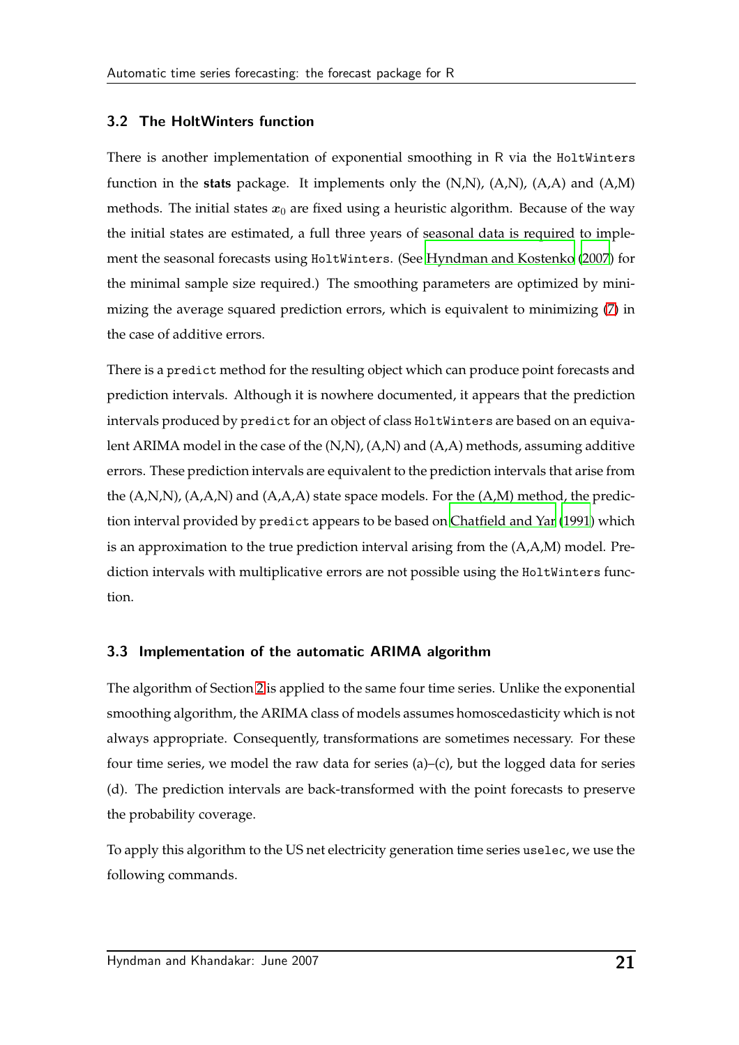### 3.2 The HoltWinters function

There is another implementation of exponential smoothing in R via the `HoltWinters` function in the **stats** package. It implements only the (N,N), (A,N), (A,A) and (A,M) methods. The initial states $\boldsymbol{x}_0$ are fixed using a heuristic algorithm. Because of the way the initial states are estimated, a full three years of seasonal data is required to implement the seasonal forecasts using `HoltWinters`. (See Hyndman and Kostenko (2007) for the minimal sample size required.) The smoothing parameters are optimized by minimizing the average squared prediction errors, which is equivalent to minimizing (7) in the case of additive errors.

There is a `predict` method for the resulting object which can produce point forecasts and prediction intervals. Although it is nowhere documented, it appears that the prediction intervals produced by `predict` for an object of class `HoltWinters` are based on an equivalent ARIMA model in the case of the (N,N), (A,N) and (A,A) methods, assuming additive errors. These prediction intervals are equivalent to the prediction intervals that arise from the (A,N,N), (A,A,N) and (A,A,A) state space models. For the (A,M) method, the prediction interval provided by `predict` appears to be based on Chatfield and Yar (1991) which is an approximation to the true prediction interval arising from the (A,A,M) model. Prediction intervals with multiplicative errors are not possible using the `HoltWinters` function.

### 3.3 Implementation of the automatic ARIMA algorithm

The algorithm of Section 2 is applied to the same four time series. Unlike the exponential smoothing algorithm, the ARIMA class of models assumes homoscedasticity which is not always appropriate. Consequently, transformations are sometimes necessary. For these four time series, we model the raw data for series (a)–(c), but the logged data for series (d). The prediction intervals are back-transformed with the point forecasts to preserve the probability coverage.

To apply this algorithm to the US net electricity generation time series `uselec`, we use the following commands.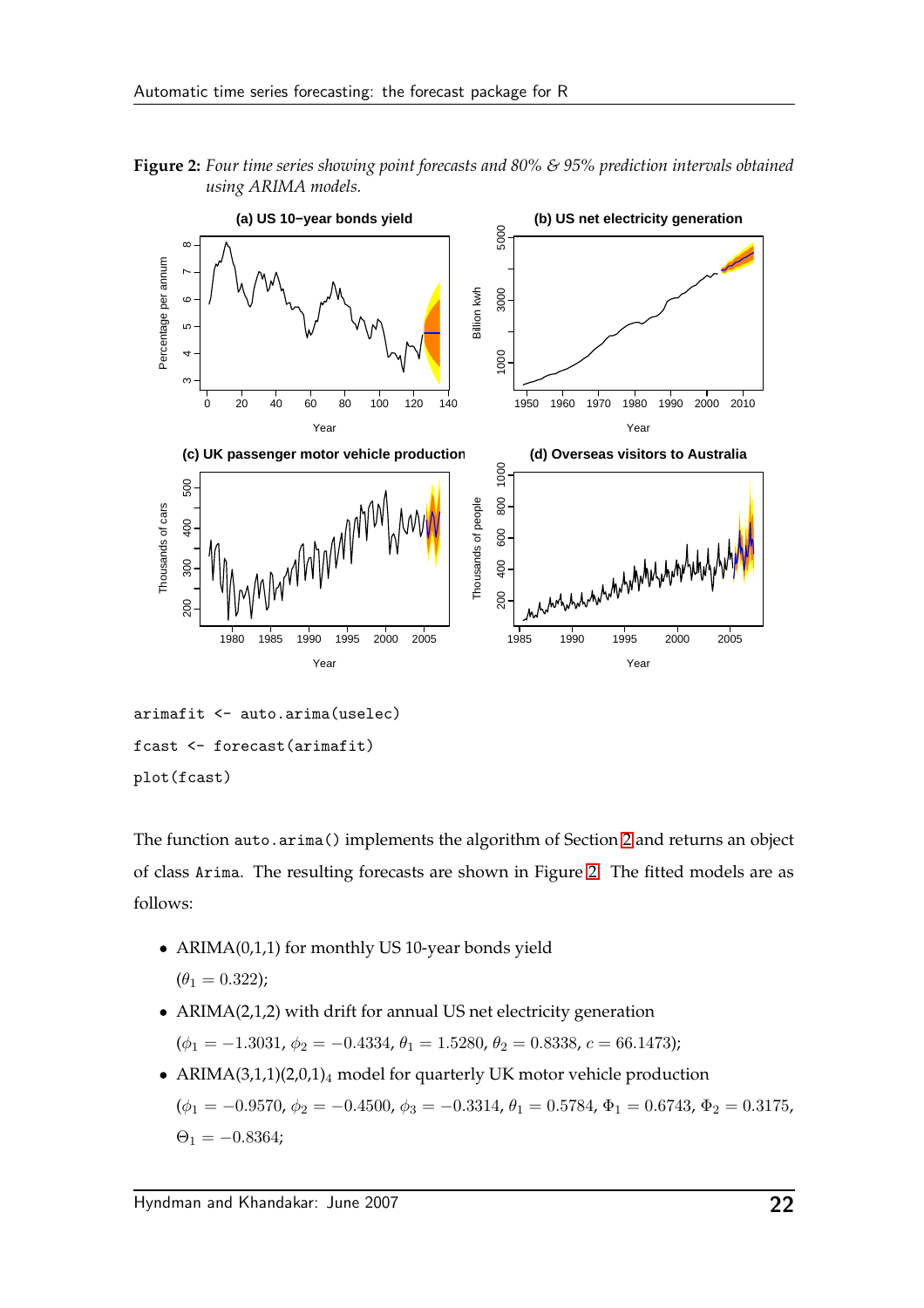**Figure 2:** *Four time series showing point forecasts and 80% & 95% prediction intervals obtained using ARIMA models.*

(a) US 10–year bonds yield

Percentage per annum

3 4 5 6 7 8

0 20 40 60 80 100 120 140

Year

(b) US net electricity generation

Billion kwh

1000 3000 5000

1950 1960 1970 1980 1990 2000 2010

Year

(c) UK passenger motor vehicle production

Thousands of cars

200 300 400 500

1980 1985 1990 1995 2000 2005

Year

(d) Overseas visitors to Australia

Thousands of people

200 400 600 800 1000

1985 1990 1995 2000 2005

Year

```
arimafit <- auto.arima(uselec)
fcast <- forecast(arimafit)
plot(fcast)
```

The function `auto.arima()` implements the algorithm of Section 2 and returns an object of class `Arima`. The resulting forecasts are shown in Figure 2. The fitted models are as follows:

- ARIMA(0,1,1) for monthly US 10-year bonds yield
  ($\theta_1 = 0.322$);
- ARIMA(2,1,2) with drift for annual US net electricity generation
  ($\phi_1 = -1.3031$, $\phi_2 = -0.4334$, $\theta_1 = 1.5280$, $\theta_2 = 0.8338$, $c = 66.1473$);
- ARIMA(3,1,1)(2,0,1)$_4$ model for quarterly UK motor vehicle production
  ($\phi_1 = -0.9570$, $\phi_2 = -0.4500$, $\phi_3 = -0.3314$, $\theta_1 = 0.5784$, $\Phi_1 = 0.6743$, $\Phi_2 = 0.3175$, $\Theta_1 = -0.8364$;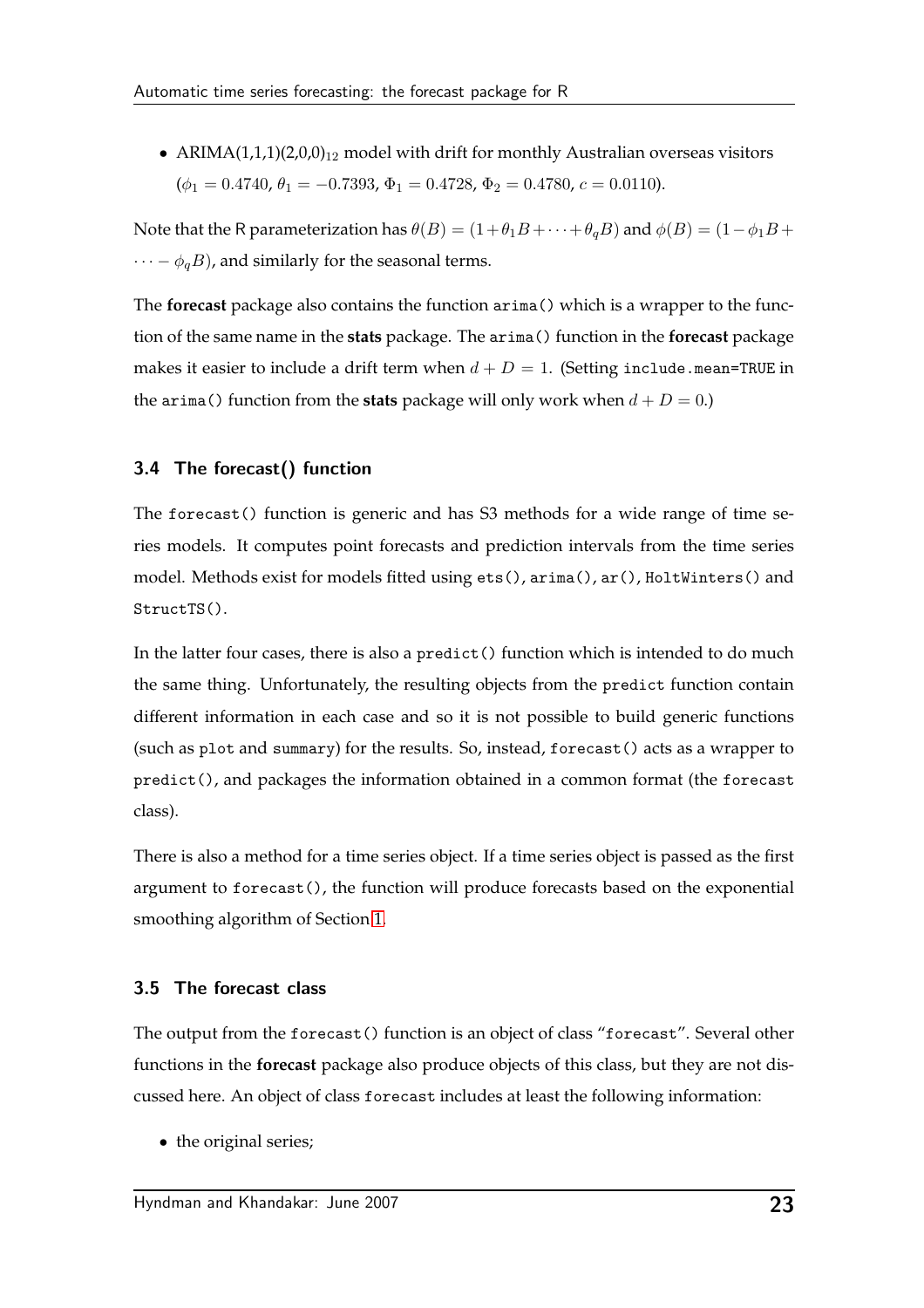- ARIMA(1,1,1)(2,0,0)$_{12}$ model with drift for monthly Australian overseas visitors ($\phi_1 = 0.4740$, $\theta_1 = -0.7393$, $\Phi_1 = 0.4728$, $\Phi_2 = 0.4780$, $c = 0.0110$).

Note that the R parameterization has $\theta(B) = (1 + \theta_1 B + \cdots + \theta_q B)$ and $\phi(B) = (1 - \phi_1 B + \cdots - \phi_q B)$, and similarly for the seasonal terms.

The **forecast** package also contains the function `arima()` which is a wrapper to the function of the same name in the **stats** package. The `arima()` function in the **forecast** package makes it easier to include a drift term when $d + D = 1$. (Setting `include.mean=TRUE` in the `arima()` function from the **stats** package will only work when $d + D = 0$.)

### 3.4 The forecast() function

The `forecast()` function is generic and has S3 methods for a wide range of time series models. It computes point forecasts and prediction intervals from the time series model. Methods exist for models fitted using `ets()`, `arima()`, `ar()`, `HoltWinters()` and `StructTS()`.

In the latter four cases, there is also a `predict()` function which is intended to do much the same thing. Unfortunately, the resulting objects from the `predict` function contain different information in each case and so it is not possible to build generic functions (such as `plot` and `summary`) for the results. So, instead, `forecast()` acts as a wrapper to `predict()`, and packages the information obtained in a common format (the `forecast` class).

There is also a method for a time series object. If a time series object is passed as the first argument to `forecast()`, the function will produce forecasts based on the exponential smoothing algorithm of Section 1.

### 3.5 The forecast class

The output from the `forecast()` function is an object of class "`forecast`". Several other functions in the **forecast** package also produce objects of this class, but they are not discussed here. An object of class `forecast` includes at least the following information:

- the original series;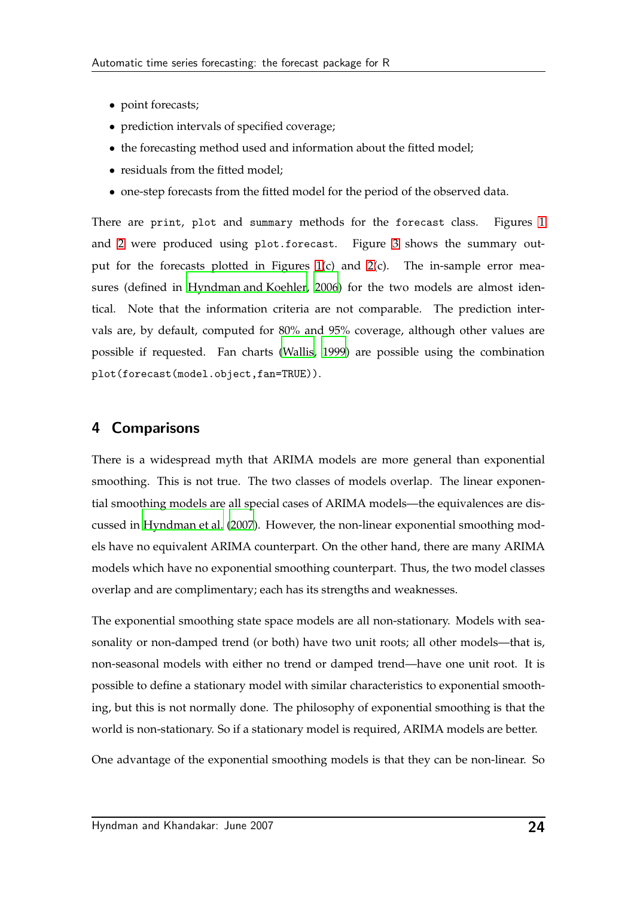- point forecasts;
- prediction intervals of specified coverage;
- the forecasting method used and information about the fitted model;
- residuals from the fitted model;
- one-step forecasts from the fitted model for the period of the observed data.

There are `print`, `plot` and `summary` methods for the `forecast` class. Figures 1 and 2 were produced using `plot.forecast`. Figure 3 shows the summary output for the forecasts plotted in Figures 1(c) and 2(c). The in-sample error measures (defined in Hyndman and Koehler, 2006) for the two models are almost identical. Note that the information criteria are not comparable. The prediction intervals are, by default, computed for 80% and 95% coverage, although other values are possible if requested. Fan charts (Wallis, 1999) are possible using the combination `plot(forecast(model.object,fan=TRUE))`.

## 4 Comparisons

There is a widespread myth that ARIMA models are more general than exponential smoothing. This is not true. The two classes of models overlap. The linear exponential smoothing models are all special cases of ARIMA models—the equivalences are discussed in Hyndman et al. (2007). However, the non-linear exponential smoothing models have no equivalent ARIMA counterpart. On the other hand, there are many ARIMA models which have no exponential smoothing counterpart. Thus, the two model classes overlap and are complimentary; each has its strengths and weaknesses.

The exponential smoothing state space models are all non-stationary. Models with seasonality or non-damped trend (or both) have two unit roots; all other models—that is, non-seasonal models with either no trend or damped trend—have one unit root. It is possible to define a stationary model with similar characteristics to exponential smoothing, but this is not normally done. The philosophy of exponential smoothing is that the world is non-stationary. So if a stationary model is required, ARIMA models are better.

One advantage of the exponential smoothing models is that they can be non-linear. So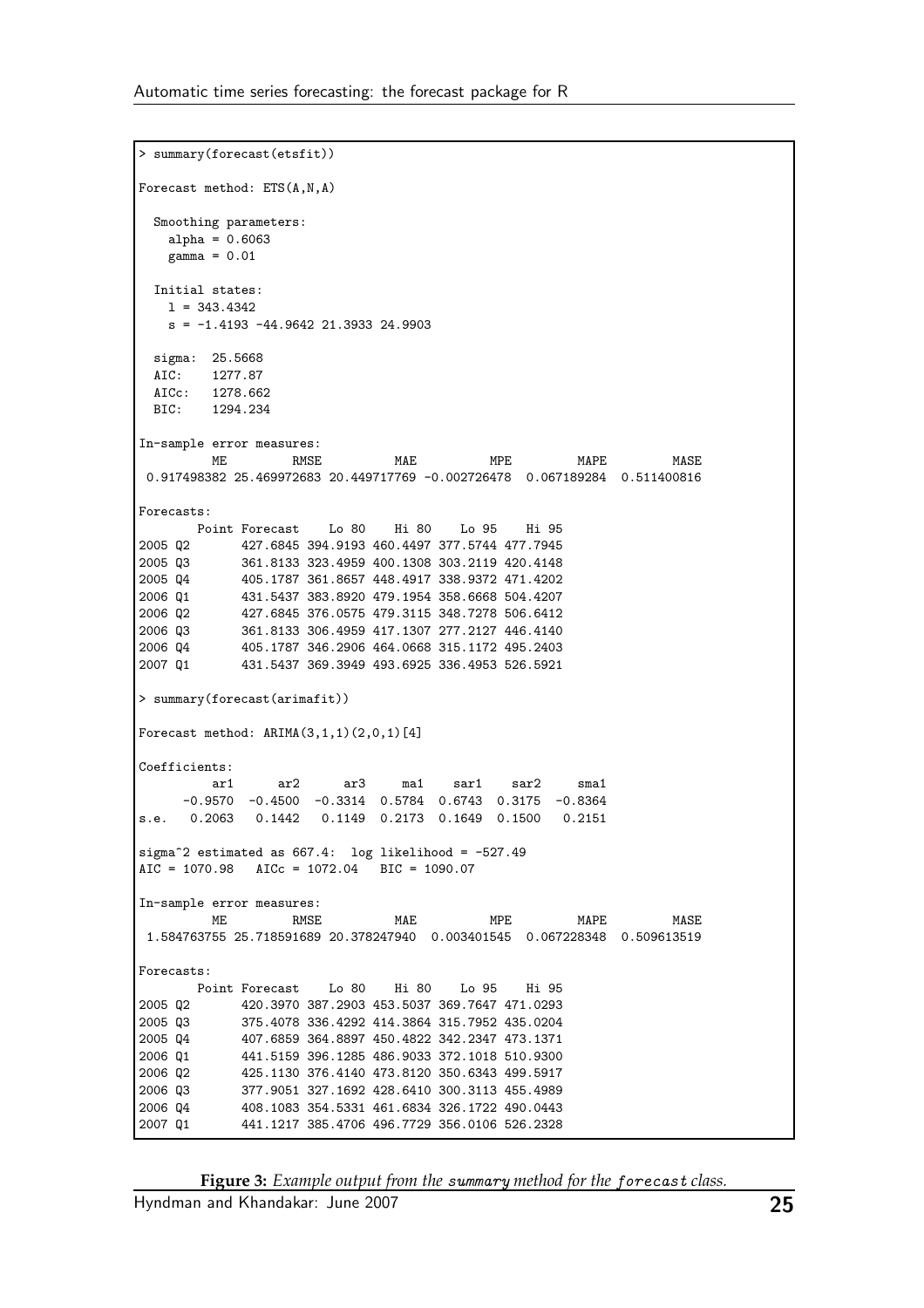```
> summary(forecast(etsfit))

Forecast method: ETS(A,N,A)

  Smoothing parameters:
    alpha = 0.6063
    gamma = 0.01

  Initial states:
    l = 343.4342
    s = -1.4193 -44.9642 21.3933 24.9903

  sigma:  25.5668
  AIC:    1277.87
  AICc:   1278.662
  BIC:    1294.234

In-sample error measures:
         ME        RMSE         MAE          MPE         MAPE        MASE
 0.917498382 25.469972683 20.449717769 -0.002726478  0.067189284  0.511400816

Forecasts:
        Point Forecast    Lo 80    Hi 80    Lo 95    Hi 95
2005 Q2       427.6845 394.9193 460.4497 377.5744 477.7945
2005 Q3       361.8133 323.4959 400.1308 303.2119 420.4148
2005 Q4       405.1787 361.8657 448.4917 338.9372 471.4202
2006 Q1       431.5437 383.8920 479.1954 358.6668 504.4207
2006 Q2       427.6845 376.0575 479.3115 348.7278 506.6412
2006 Q3       361.8133 306.4959 417.1307 277.2127 446.4140
2006 Q4       405.1787 346.2906 464.0668 315.1172 495.2403
2007 Q1       431.5437 369.3949 493.6925 336.4953 526.5921

> summary(forecast(arimafit))

Forecast method: ARIMA(3,1,1)(2,0,1)[4]

Coefficients:
         ar1      ar2      ar3     ma1    sar1    sar2     sma1
      -0.9570  -0.4500  -0.3314  0.5784  0.6743  0.3175  -0.8364
s.e.   0.2063   0.1442   0.1149  0.2173  0.1649  0.1500   0.2151

sigma^2 estimated as 667.4:  log likelihood = -527.49
AIC = 1070.98   AICc = 1072.04   BIC = 1090.07

In-sample error measures:
         ME        RMSE         MAE          MPE         MAPE        MASE
 1.584763755 25.718591689 20.378247940  0.003401545  0.067228348  0.509613519

Forecasts:
        Point Forecast    Lo 80    Hi 80    Lo 95    Hi 95
2005 Q2       420.3970 387.2903 453.5037 369.7647 471.0293
2005 Q3       375.4078 336.4292 414.3864 315.7952 435.0204
2005 Q4       407.6859 364.8897 450.4822 342.2347 473.1371
2006 Q1       441.5159 396.1285 486.9033 372.1018 510.9300
2006 Q2       425.1130 376.4140 473.8120 350.6343 499.5917
2006 Q3       377.9051 327.1692 428.6410 300.3113 455.4989
2006 Q4       408.1083 354.5331 461.6834 326.1722 490.0443
2007 Q1       441.1217 385.4706 496.7729 356.0106 526.2328
```

**Figure 3:** *Example output from the `summary` method for the `forecast` class.*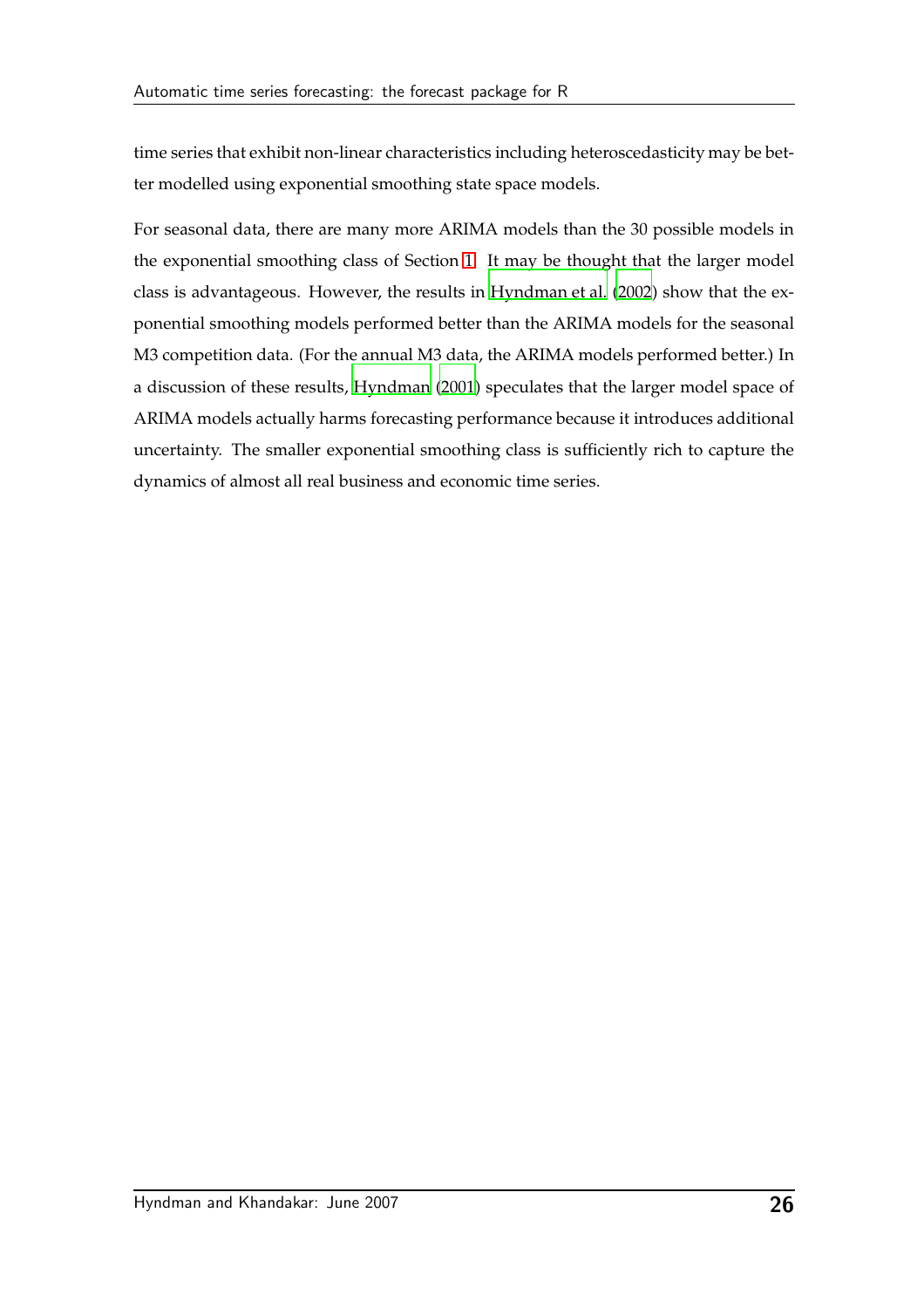time series that exhibit non-linear characteristics including heteroscedasticity may be better modelled using exponential smoothing state space models.

For seasonal data, there are many more ARIMA models than the 30 possible models in the exponential smoothing class of Section 1. It may be thought that the larger model class is advantageous. However, the results in Hyndman et al. (2002) show that the exponential smoothing models performed better than the ARIMA models for the seasonal M3 competition data. (For the annual M3 data, the ARIMA models performed better.) In a discussion of these results, Hyndman (2001) speculates that the larger model space of ARIMA models actually harms forecasting performance because it introduces additional uncertainty. The smaller exponential smoothing class is sufficiently rich to capture the dynamics of almost all real business and economic time series.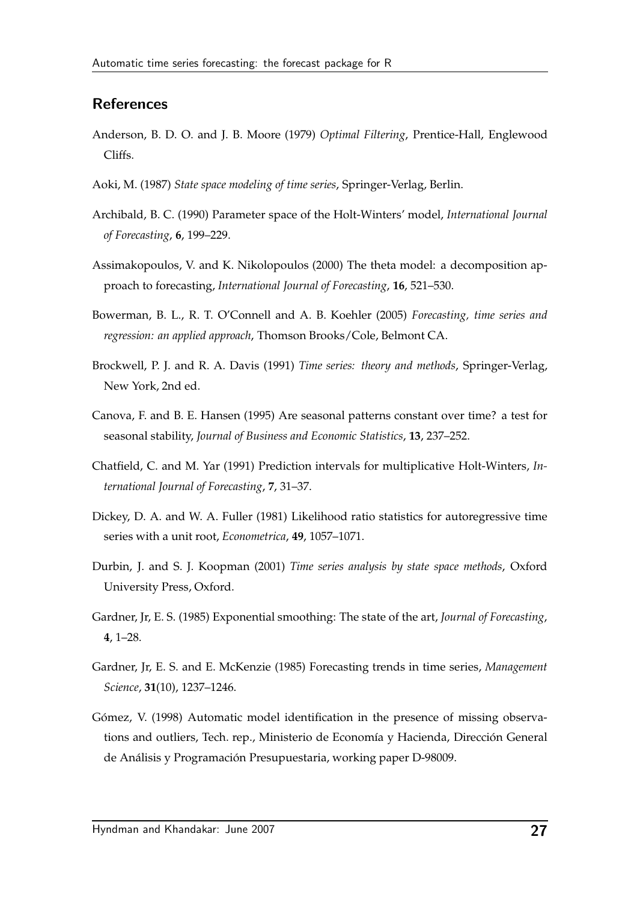## References

Anderson, B. D. O. and J. B. Moore (1979) *Optimal Filtering*, Prentice-Hall, Englewood Cliffs.

Aoki, M. (1987) *State space modeling of time series*, Springer-Verlag, Berlin.

Archibald, B. C. (1990) Parameter space of the Holt-Winters' model, *International Journal of Forecasting*, **6**, 199–229.

Assimakopoulos, V. and K. Nikolopoulos (2000) The theta model: a decomposition approach to forecasting, *International Journal of Forecasting*, **16**, 521–530.

Bowerman, B. L., R. T. O'Connell and A. B. Koehler (2005) *Forecasting, time series and regression: an applied approach*, Thomson Brooks/Cole, Belmont CA.

Brockwell, P. J. and R. A. Davis (1991) *Time series: theory and methods*, Springer-Verlag, New York, 2nd ed.

Canova, F. and B. E. Hansen (1995) Are seasonal patterns constant over time? a test for seasonal stability, *Journal of Business and Economic Statistics*, **13**, 237–252.

Chatfield, C. and M. Yar (1991) Prediction intervals for multiplicative Holt-Winters, *International Journal of Forecasting*, **7**, 31–37.

Dickey, D. A. and W. A. Fuller (1981) Likelihood ratio statistics for autoregressive time series with a unit root, *Econometrica*, **49**, 1057–1071.

Durbin, J. and S. J. Koopman (2001) *Time series analysis by state space methods*, Oxford University Press, Oxford.

Gardner, Jr, E. S. (1985) Exponential smoothing: The state of the art, *Journal of Forecasting*, **4**, 1–28.

Gardner, Jr, E. S. and E. McKenzie (1985) Forecasting trends in time series, *Management Science*, **31**(10), 1237–1246.

Gómez, V. (1998) Automatic model identification in the presence of missing observations and outliers, Tech. rep., Ministerio de Economía y Hacienda, Dirección General de Análisis y Programación Presupuestaria, working paper D-98009.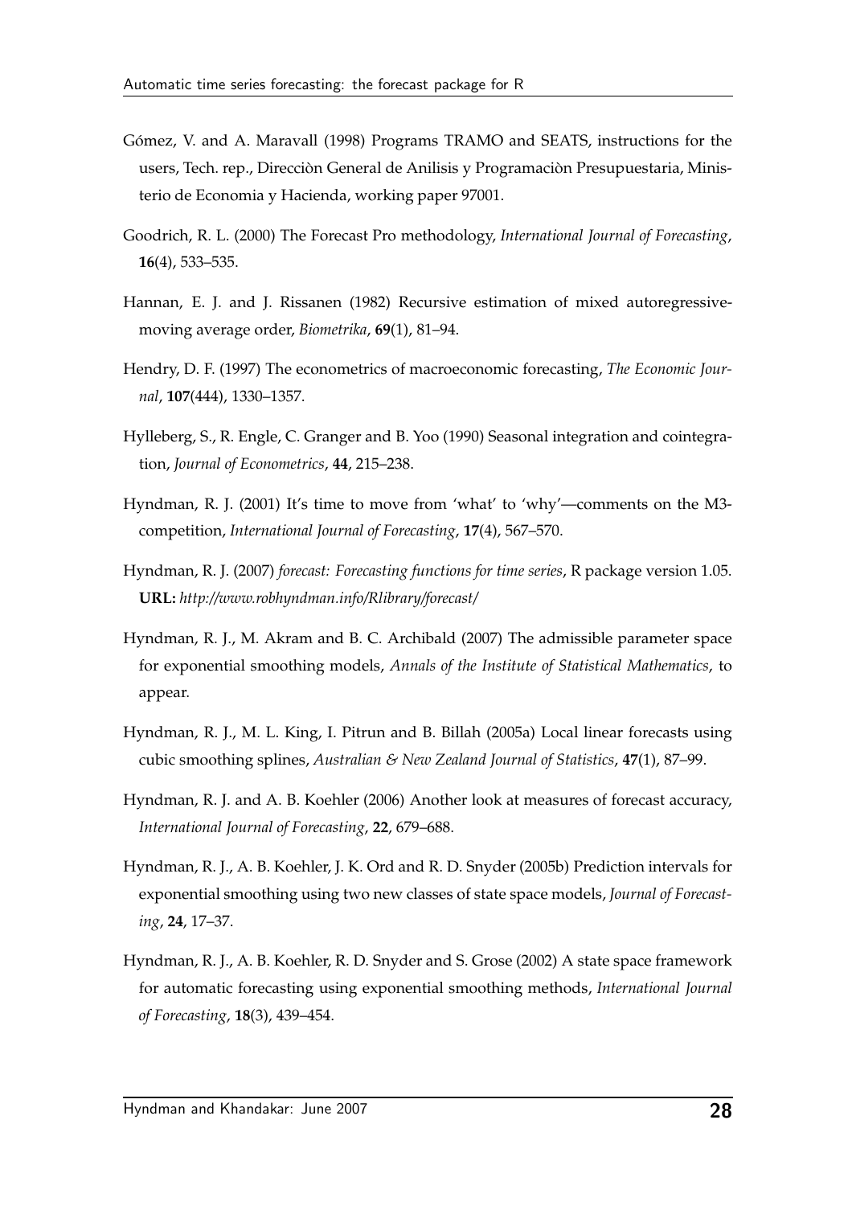Gómez, V. and A. Maravall (1998) Programs TRAMO and SEATS, instructions for the users, Tech. rep., Direcciòn General de Anilisis y Programaciòn Presupuestaria, Ministerio de Economia y Hacienda, working paper 97001.

Goodrich, R. L. (2000) The Forecast Pro methodology, *International Journal of Forecasting*, **16**(4), 533–535.

Hannan, E. J. and J. Rissanen (1982) Recursive estimation of mixed autoregressive-moving average order, *Biometrika*, **69**(1), 81–94.

Hendry, D. F. (1997) The econometrics of macroeconomic forecasting, *The Economic Journal*, **107**(444), 1330–1357.

Hylleberg, S., R. Engle, C. Granger and B. Yoo (1990) Seasonal integration and cointegration, *Journal of Econometrics*, **44**, 215–238.

Hyndman, R. J. (2001) It's time to move from 'what' to 'why'—comments on the M3-competition, *International Journal of Forecasting*, **17**(4), 567–570.

Hyndman, R. J. (2007) *forecast: Forecasting functions for time series*, R package version 1.05. **URL:** *http://www.robhyndman.info/Rlibrary/forecast/*

Hyndman, R. J., M. Akram and B. C. Archibald (2007) The admissible parameter space for exponential smoothing models, *Annals of the Institute of Statistical Mathematics*, to appear.

Hyndman, R. J., M. L. King, I. Pitrun and B. Billah (2005a) Local linear forecasts using cubic smoothing splines, *Australian & New Zealand Journal of Statistics*, **47**(1), 87–99.

Hyndman, R. J. and A. B. Koehler (2006) Another look at measures of forecast accuracy, *International Journal of Forecasting*, **22**, 679–688.

Hyndman, R. J., A. B. Koehler, J. K. Ord and R. D. Snyder (2005b) Prediction intervals for exponential smoothing using two new classes of state space models, *Journal of Forecasting*, **24**, 17–37.

Hyndman, R. J., A. B. Koehler, R. D. Snyder and S. Grose (2002) A state space framework for automatic forecasting using exponential smoothing methods, *International Journal of Forecasting*, **18**(3), 439–454.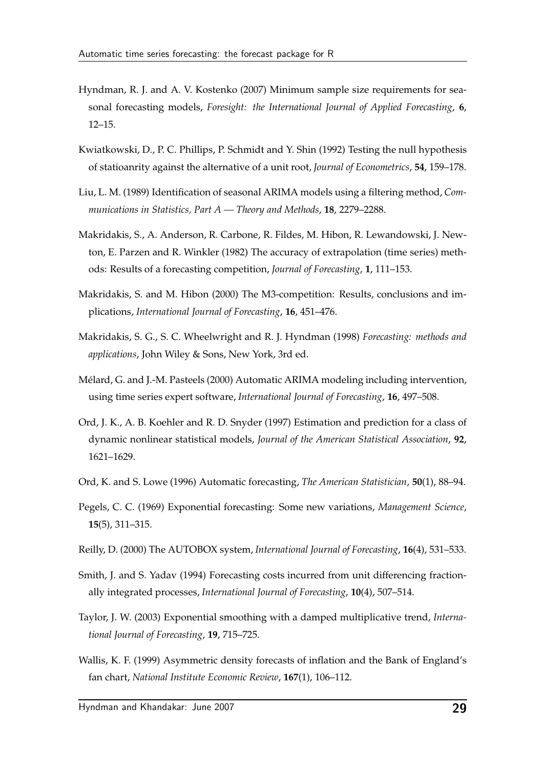Hyndman, R. J. and A. V. Kostenko (2007) Minimum sample size requirements for seasonal forecasting models, *Foresight: the International Journal of Applied Forecasting*, **6**, 12–15.

Kwiatkowski, D., P. C. Phillips, P. Schmidt and Y. Shin (1992) Testing the null hypothesis of statioanrity against the alternative of a unit root, *Journal of Econometrics*, **54**, 159–178.

Liu, L. M. (1989) Identification of seasonal ARIMA models using a filtering method, *Communications in Statistics, Part A — Theory and Methods*, **18**, 2279–2288.

Makridakis, S., A. Anderson, R. Carbone, R. Fildes, M. Hibon, R. Lewandowski, J. Newton, E. Parzen and R. Winkler (1982) The accuracy of extrapolation (time series) methods: Results of a forecasting competition, *Journal of Forecasting*, **1**, 111–153.

Makridakis, S. and M. Hibon (2000) The M3-competition: Results, conclusions and implications, *International Journal of Forecasting*, **16**, 451–476.

Makridakis, S. G., S. C. Wheelwright and R. J. Hyndman (1998) *Forecasting: methods and applications*, John Wiley & Sons, New York, 3rd ed.

Mélard, G. and J.-M. Pasteels (2000) Automatic ARIMA modeling including intervention, using time series expert software, *International Journal of Forecasting*, **16**, 497–508.

Ord, J. K., A. B. Koehler and R. D. Snyder (1997) Estimation and prediction for a class of dynamic nonlinear statistical models, *Journal of the American Statistical Association*, **92**, 1621–1629.

Ord, K. and S. Lowe (1996) Automatic forecasting, *The American Statistician*, **50**(1), 88–94.

Pegels, C. C. (1969) Exponential forecasting: Some new variations, *Management Science*, **15**(5), 311–315.

Reilly, D. (2000) The AUTOBOX system, *International Journal of Forecasting*, **16**(4), 531–533.

Smith, J. and S. Yadav (1994) Forecasting costs incurred from unit differencing fractionally integrated processes, *International Journal of Forecasting*, **10**(4), 507–514.

Taylor, J. W. (2003) Exponential smoothing with a damped multiplicative trend, *International Journal of Forecasting*, **19**, 715–725.

Wallis, K. F. (1999) Asymmetric density forecasts of inflation and the Bank of England's fan chart, *National Institute Economic Review*, **167**(1), 106–112.